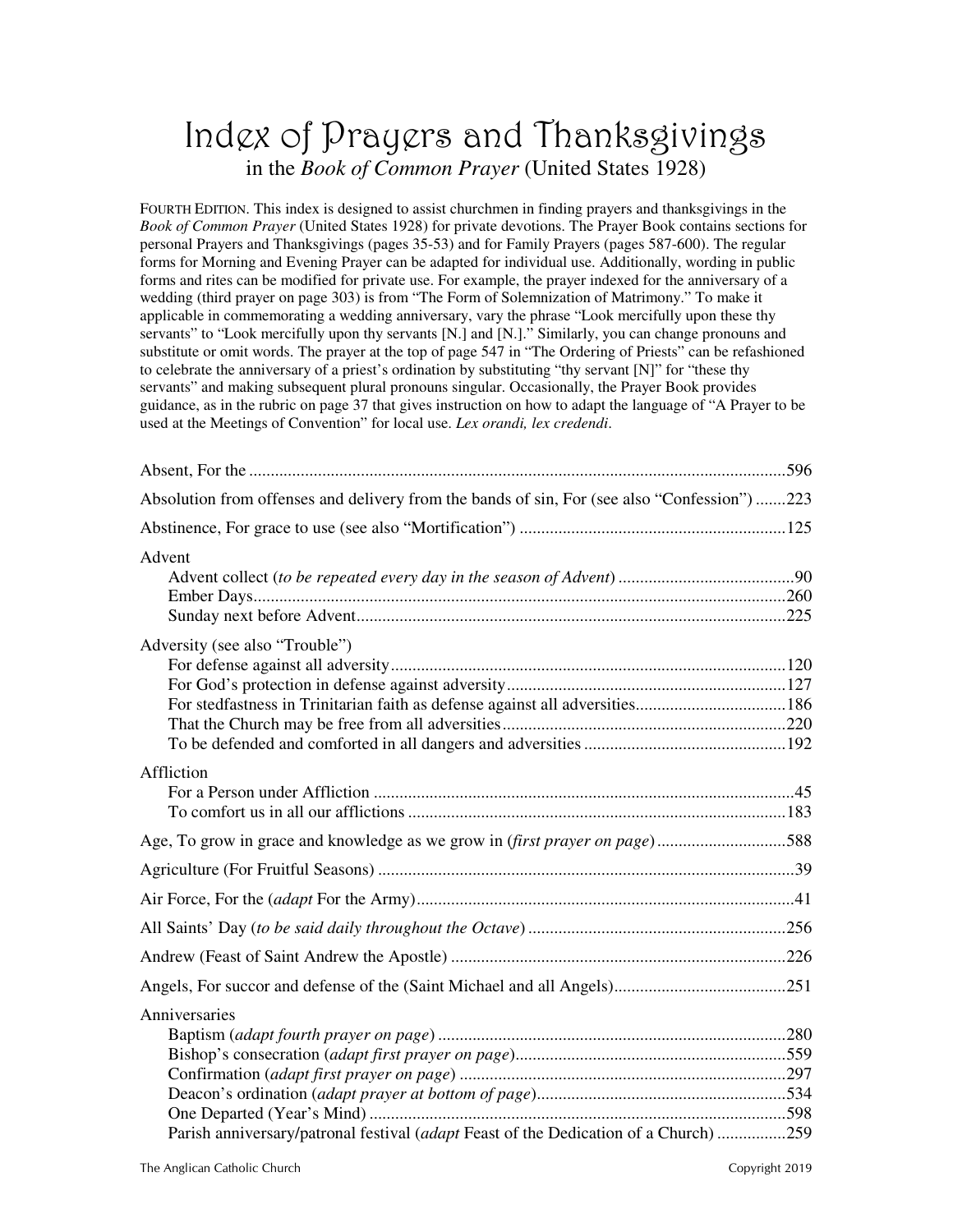# Index of Prayers and Thanksgivings

## in the *Book of Common Prayer* (United States 1928)

FOURTH EDITION. This index is designed to assist churchmen in finding prayers and thanksgivings in the *Book of Common Prayer* (United States 1928) for private devotions. The Prayer Book contains sections for personal Prayers and Thanksgivings (pages 35-53) and for Family Prayers (pages 587-600). The regular forms for Morning and Evening Prayer can be adapted for individual use. Additionally, wording in public forms and rites can be modified for private use. For example, the prayer indexed for the anniversary of a wedding (third prayer on page 303) is from "The Form of Solemnization of Matrimony." To make it applicable in commemorating a wedding anniversary, vary the phrase "Look mercifully upon these thy servants" to "Look mercifully upon thy servants [N.] and [N.]." Similarly, you can change pronouns and substitute or omit words. The prayer at the top of page 547 in "The Ordering of Priests" can be refashioned to celebrate the anniversary of a priest's ordination by substituting "thy servant [N]" for "these thy servants" and making subsequent plural pronouns singular. Occasionally, the Prayer Book provides guidance, as in the rubric on page 37 that gives instruction on how to adapt the language of "A Prayer to be used at the Meetings of Convention" for local use. *Lex orandi, lex credendi*.

Absent, For the ....... 596

Absolution from offenses and delivery from the bands of sin, For (see also "Confession") ....... 223

Abstinence, For grace to use (see also "Mortification") ....... 125

Advent
- Advent collect (*to be repeated every day in the season of Advent*) ....... 90
- Ember Days ....... 260
- Sunday next before Advent ....... 225

Adversity (see also "Trouble")
- For defense against all adversity ....... 120
- For God's protection in defense against adversity ....... 127
- For stedfastness in Trinitarian faith as defense against all adversities ....... 186
- That the Church may be free from all adversities ....... 220
- To be defended and comforted in all dangers and adversities ....... 192

Affliction
- For a Person under Affliction ....... 45
- To comfort us in all our afflictions ....... 183

Age, To grow in grace and knowledge as we grow in (*first prayer on page*) ....... 588

Agriculture (For Fruitful Seasons) ....... 39

Air Force, For the (*adapt* For the Army) ....... 41

All Saints' Day (*to be said daily throughout the Octave*) ....... 256

Andrew (Feast of Saint Andrew the Apostle) ....... 226

Angels, For succor and defense of the (Saint Michael and all Angels) ....... 251

Anniversaries
- Baptism (*adapt fourth prayer on page*) ....... 280
- Bishop's consecration (*adapt first prayer on page*) ....... 559
- Confirmation (*adapt first prayer on page*) ....... 297
- Deacon's ordination (*adapt prayer at bottom of page*) ....... 534
- One Departed (Year's Mind) ....... 598
- Parish anniversary/patronal festival (*adapt* Feast of the Dedication of a Church) ....... 259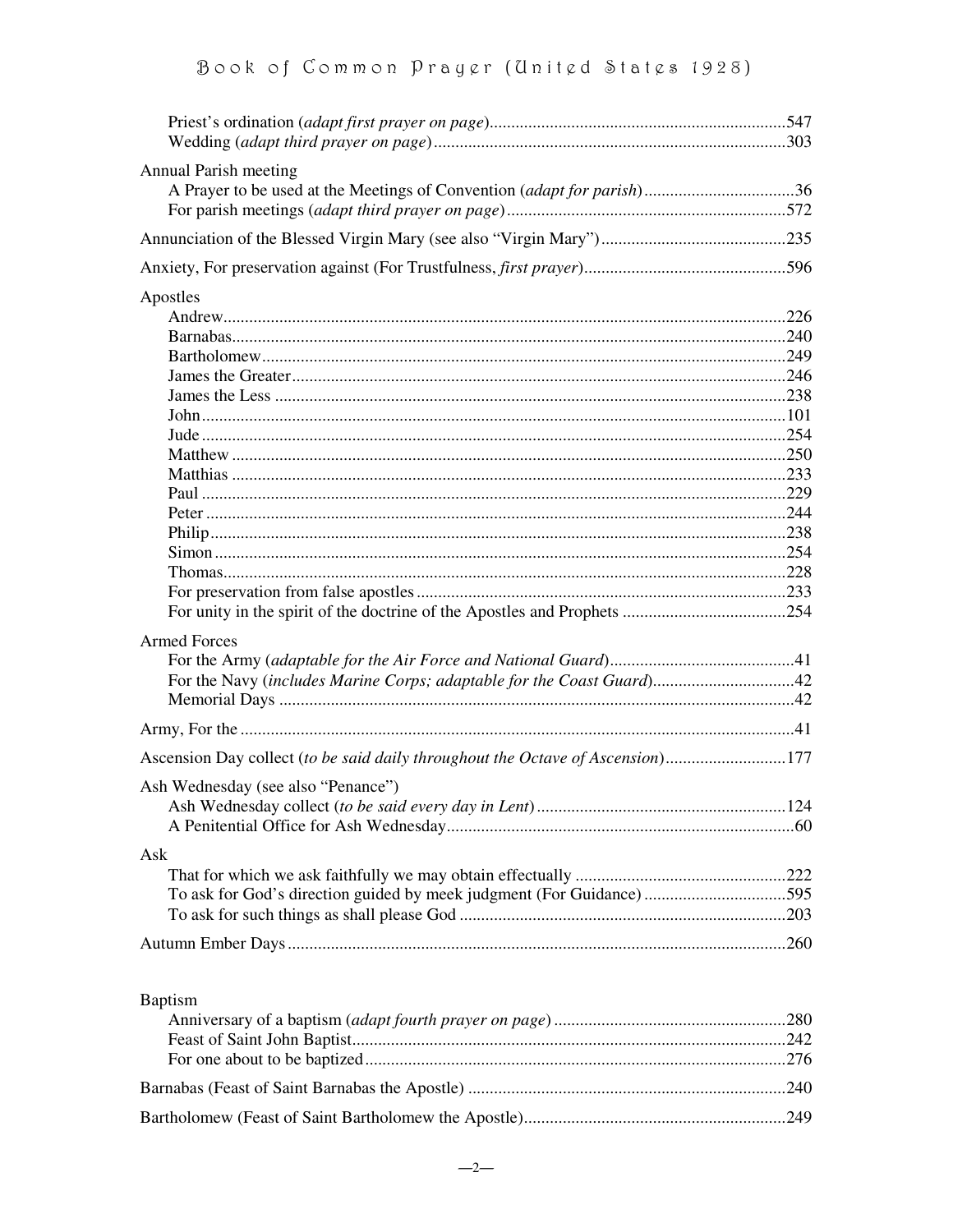Priest's ordination (*adapt first prayer on page*)....547
Wedding (*adapt third prayer on page*)....303

Annual Parish meeting
- A Prayer to be used at the Meetings of Convention (*adapt for parish*)....36
- For parish meetings (*adapt third prayer on page*)....572

Annunciation of the Blessed Virgin Mary (see also "Virgin Mary")....235

Anxiety, For preservation against (For Trustfulness, *first prayer*)....596

Apostles
- Andrew....226
- Barnabas....240
- Bartholomew....249
- James the Greater....246
- James the Less....238
- John....101
- Jude....254
- Matthew....250
- Matthias....233
- Paul....229
- Peter....244
- Philip....238
- Simon....254
- Thomas....228
- For preservation from false apostles....233
- For unity in the spirit of the doctrine of the Apostles and Prophets....254

Armed Forces
- For the Army (*adaptable for the Air Force and National Guard*)....41
- For the Navy (*includes Marine Corps; adaptable for the Coast Guard*)....42
- Memorial Days....42

Army, For the....41

Ascension Day collect (*to be said daily throughout the Octave of Ascension*)....177

Ash Wednesday (see also "Penance")
- Ash Wednesday collect (*to be said every day in Lent*)....124
- A Penitential Office for Ash Wednesday....60

Ask
- That for which we ask faithfully we may obtain effectually....222
- To ask for God's direction guided by meek judgment (For Guidance)....595
- To ask for such things as shall please God....203

Autumn Ember Days....260

Baptism
- Anniversary of a baptism (*adapt fourth prayer on page*)....280
- Feast of Saint John Baptist....242
- For one about to be baptized....276

Barnabas (Feast of Saint Barnabas the Apostle)....240

Bartholomew (Feast of Saint Bartholomew the Apostle)....249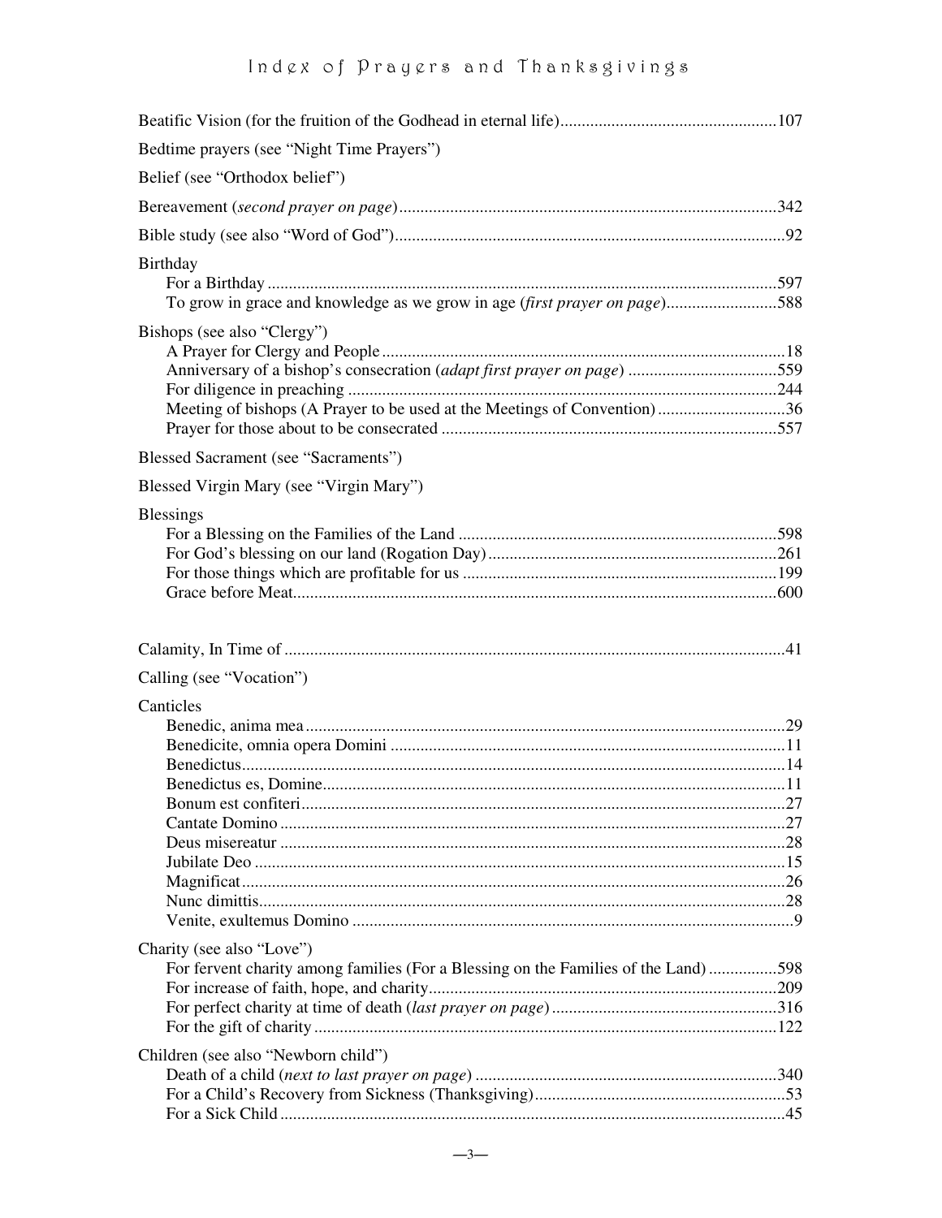# Index of Prayers and Thanksgivings

Beatific Vision (for the fruition of the Godhead in eternal life)....107

Bedtime prayers (see "Night Time Prayers")

Belief (see "Orthodox belief")

Bereavement (*second prayer on page*)....342

Bible study (see also "Word of God")....92

Birthday
- For a Birthday....597
- To grow in grace and knowledge as we grow in age (*first prayer on page*)....588

Bishops (see also "Clergy")
- A Prayer for Clergy and People....18
- Anniversary of a bishop's consecration (*adapt first prayer on page*)....559
- For diligence in preaching....244
- Meeting of bishops (A Prayer to be used at the Meetings of Convention)....36
- Prayer for those about to be consecrated....557

Blessed Sacrament (see "Sacraments")

Blessed Virgin Mary (see "Virgin Mary")

Blessings
- For a Blessing on the Families of the Land....598
- For God's blessing on our land (Rogation Day)....261
- For those things which are profitable for us....199
- Grace before Meat....600

Calamity, In Time of....41

Calling (see "Vocation")

Canticles
- Benedic, anima mea....29
- Benedicite, omnia opera Domini....11
- Benedictus....14
- Benedictus es, Domine....11
- Bonum est confiteri....27
- Cantate Domino....27
- Deus misereatur....28
- Jubilate Deo....15
- Magnificat....26
- Nunc dimittis....28
- Venite, exultemus Domino....9

Charity (see also "Love")
- For fervent charity among families (For a Blessing on the Families of the Land)....598
- For increase of faith, hope, and charity....209
- For perfect charity at time of death (*last prayer on page*)....316
- For the gift of charity....122

Children (see also "Newborn child")
- Death of a child (*next to last prayer on page*)....340
- For a Child's Recovery from Sickness (Thanksgiving)....53
- For a Sick Child....45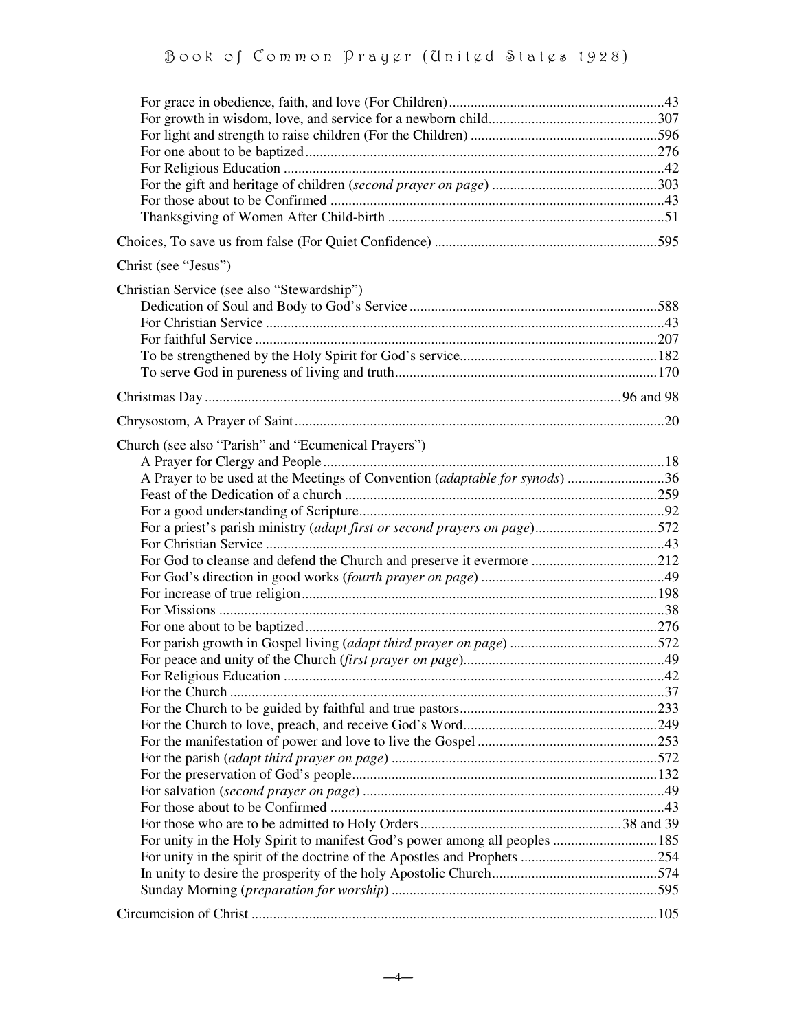For grace in obedience, faith, and love (For Children) ............43
For growth in wisdom, love, and service for a newborn child ............307
For light and strength to raise children (For the Children) ............596
For one about to be baptized ............276
For Religious Education ............42
For the gift and heritage of children (*second prayer on page*) ............303
For those about to be Confirmed ............43
Thanksgiving of Women After Child-birth ............51

Choices, To save us from false (For Quiet Confidence) ............595

Christ (see "Jesus")

Christian Service (see also "Stewardship")
Dedication of Soul and Body to God's Service ............588
For Christian Service ............43
For faithful Service ............207
To be strengthened by the Holy Spirit for God's service ............182
To serve God in pureness of living and truth ............170

Christmas Day ............96 and 98

Chrysostom, A Prayer of Saint ............20

Church (see also "Parish" and "Ecumenical Prayers")
A Prayer for Clergy and People ............18
A Prayer to be used at the Meetings of Convention (*adaptable for synods*) ............36
Feast of the Dedication of a church ............259
For a good understanding of Scripture ............92
For a priest's parish ministry (*adapt first or second prayers on page*) ............572
For Christian Service ............43
For God to cleanse and defend the Church and preserve it evermore ............212
For God's direction in good works (*fourth prayer on page*) ............49
For increase of true religion ............198
For Missions ............38
For one about to be baptized ............276
For parish growth in Gospel living (*adapt third prayer on page*) ............572
For peace and unity of the Church (*first prayer on page*) ............49
For Religious Education ............42
For the Church ............37
For the Church to be guided by faithful and true pastors ............233
For the Church to love, preach, and receive God's Word ............249
For the manifestation of power and love to live the Gospel ............253
For the parish (*adapt third prayer on page*) ............572
For the preservation of God's people ............132
For salvation (*second prayer on page*) ............49
For those about to be Confirmed ............43
For those who are to be admitted to Holy Orders ............38 and 39
For unity in the Holy Spirit to manifest God's power among all peoples ............185
For unity in the spirit of the doctrine of the Apostles and Prophets ............254
In unity to desire the prosperity of the holy Apostolic Church ............574
Sunday Morning (*preparation for worship*) ............595

Circumcision of Christ ............105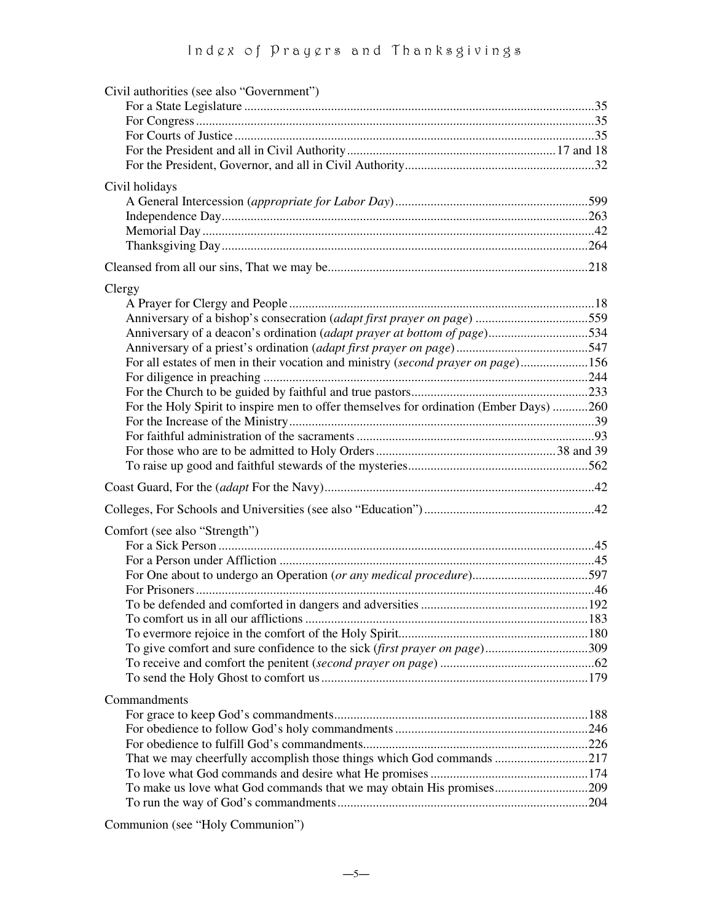# Index of Prayers and Thanksgivings

Civil authorities (see also "Government")
- For a State Legislature....35
- For Congress....35
- For Courts of Justice....35
- For the President and all in Civil Authority....17 and 18
- For the President, Governor, and all in Civil Authority....32

Civil holidays
- A General Intercession (*appropriate for Labor Day*)....599
- Independence Day....263
- Memorial Day....42
- Thanksgiving Day....264

Cleansed from all our sins, That we may be....218

Clergy
- A Prayer for Clergy and People....18
- Anniversary of a bishop's consecration (*adapt first prayer on page*)....559
- Anniversary of a deacon's ordination (*adapt prayer at bottom of page*)....534
- Anniversary of a priest's ordination (*adapt first prayer on page*)....547
- For all estates of men in their vocation and ministry (*second prayer on page*)....156
- For diligence in preaching....244
- For the Church to be guided by faithful and true pastors....233
- For the Holy Spirit to inspire men to offer themselves for ordination (Ember Days)....260
- For the Increase of the Ministry....39
- For faithful administration of the sacraments....93
- For those who are to be admitted to Holy Orders....38 and 39
- To raise up good and faithful stewards of the mysteries....562

Coast Guard, For the (*adapt* For the Navy)....42

Colleges, For Schools and Universities (see also "Education")....42

Comfort (see also "Strength")
- For a Sick Person....45
- For a Person under Affliction....45
- For One about to undergo an Operation (*or any medical procedure*)....597
- For Prisoners....46
- To be defended and comforted in dangers and adversities....192
- To comfort us in all our afflictions....183
- To evermore rejoice in the comfort of the Holy Spirit....180
- To give comfort and sure confidence to the sick (*first prayer on page*)....309
- To receive and comfort the penitent (*second prayer on page*)....62
- To send the Holy Ghost to comfort us....179

Commandments
- For grace to keep God's commandments....188
- For obedience to follow God's holy commandments....246
- For obedience to fulfill God's commandments....226
- That we may cheerfully accomplish those things which God commands....217
- To love what God commands and desire what He promises....174
- To make us love what God commands that we may obtain His promises....209
- To run the way of God's commandments....204

Communion (see "Holy Communion")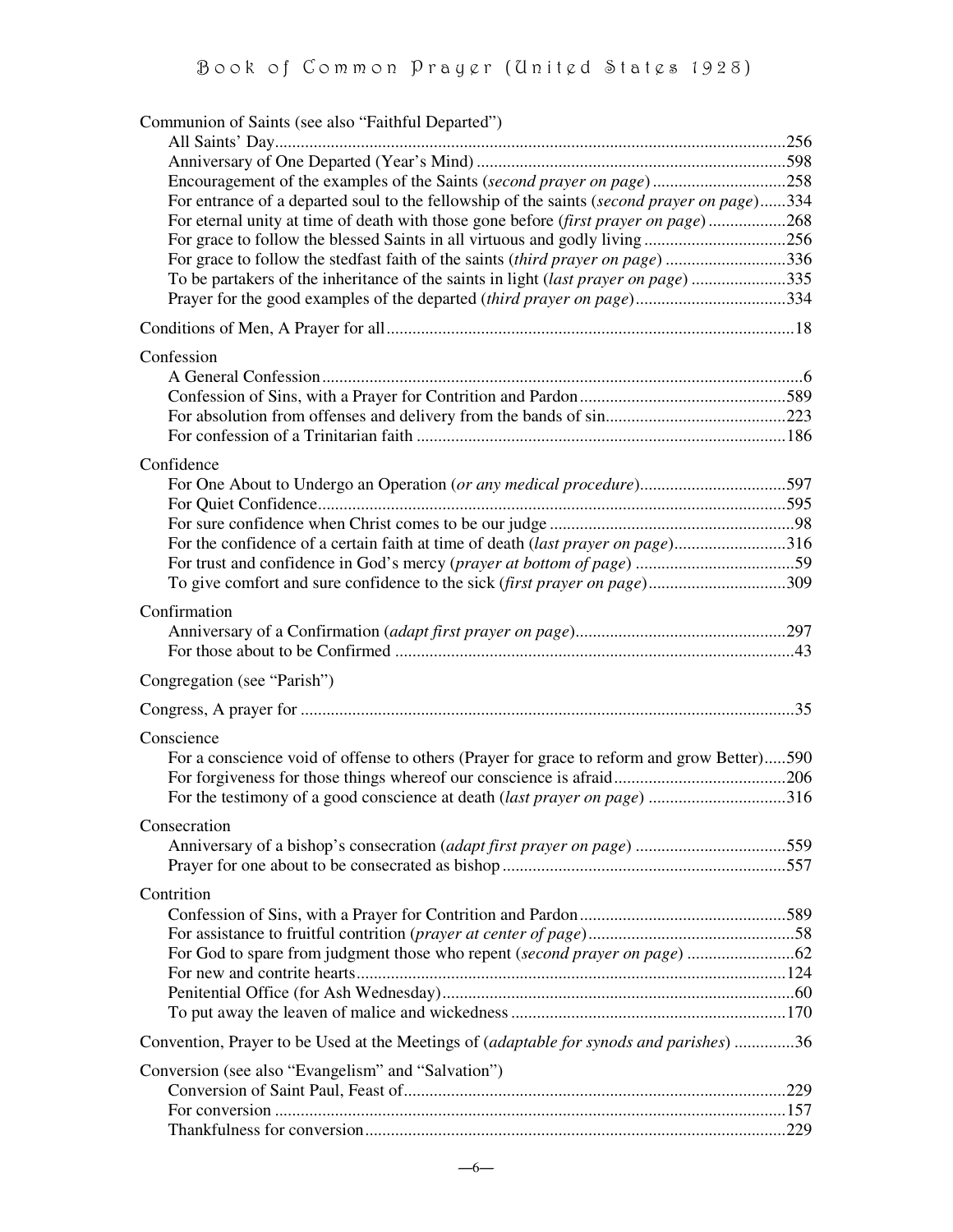Communion of Saints (see also "Faithful Departed")

- All Saints' Day....256
- Anniversary of One Departed (Year's Mind)....598
- Encouragement of the examples of the Saints (*second prayer on page*)....258
- For entrance of a departed soul to the fellowship of the saints (*second prayer on page*)....334
- For eternal unity at time of death with those gone before (*first prayer on page*)....268
- For grace to follow the blessed Saints in all virtuous and godly living....256
- For grace to follow the stedfast faith of the saints (*third prayer on page*)....336
- To be partakers of the inheritance of the saints in light (*last prayer on page*)....335
- Prayer for the good examples of the departed (*third prayer on page*)....334

Conditions of Men, A Prayer for all....18

Confession

- A General Confession....6
- Confession of Sins, with a Prayer for Contrition and Pardon....589
- For absolution from offenses and delivery from the bands of sin....223
- For confession of a Trinitarian faith....186

Confidence

- For One About to Undergo an Operation (*or any medical procedure*)....597
- For Quiet Confidence....595
- For sure confidence when Christ comes to be our judge....98
- For the confidence of a certain faith at time of death (*last prayer on page*)....316
- For trust and confidence in God's mercy (*prayer at bottom of page*)....59
- To give comfort and sure confidence to the sick (*first prayer on page*)....309

Confirmation

- Anniversary of a Confirmation (*adapt first prayer on page*)....297
- For those about to be Confirmed....43

Congregation (see "Parish")

Congress, A prayer for....35

Conscience

- For a conscience void of offense to others (Prayer for grace to reform and grow Better)....590
- For forgiveness for those things whereof our conscience is afraid....206
- For the testimony of a good conscience at death (*last prayer on page*)....316

Consecration

- Anniversary of a bishop's consecration (*adapt first prayer on page*)....559
- Prayer for one about to be consecrated as bishop....557

Contrition

- Confession of Sins, with a Prayer for Contrition and Pardon....589
- For assistance to fruitful contrition (*prayer at center of page*)....58
- For God to spare from judgment those who repent (*second prayer on page*)....62
- For new and contrite hearts....124
- Penitential Office (for Ash Wednesday)....60
- To put away the leaven of malice and wickedness....170

Convention, Prayer to be Used at the Meetings of (*adaptable for synods and parishes*)....36

Conversion (see also "Evangelism" and "Salvation")

- Conversion of Saint Paul, Feast of....229
- For conversion....157
- Thankfulness for conversion....229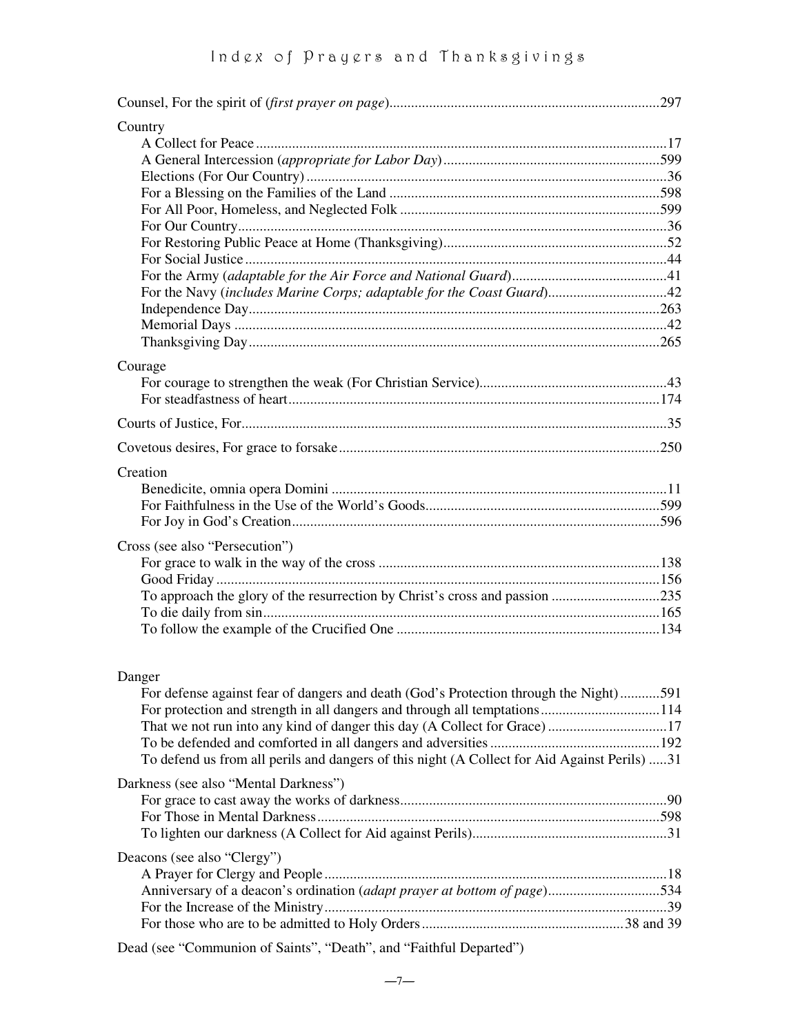Counsel, For the spirit of (*first prayer on page*)....297

Country
- A Collect for Peace....17
- A General Intercession (*appropriate for Labor Day*)....599
- Elections (For Our Country)....36
- For a Blessing on the Families of the Land....598
- For All Poor, Homeless, and Neglected Folk....599
- For Our Country....36
- For Restoring Public Peace at Home (Thanksgiving)....52
- For Social Justice....44
- For the Army (*adaptable for the Air Force and National Guard*)....41
- For the Navy (*includes Marine Corps; adaptable for the Coast Guard*)....42
- Independence Day....263
- Memorial Days....42
- Thanksgiving Day....265

Courage
- For courage to strengthen the weak (For Christian Service)....43
- For steadfastness of heart....174

Courts of Justice, For....35

Covetous desires, For grace to forsake....250

Creation
- Benedicite, omnia opera Domini....11
- For Faithfulness in the Use of the World's Goods....599
- For Joy in God's Creation....596

Cross (see also "Persecution")
- For grace to walk in the way of the cross....138
- Good Friday....156
- To approach the glory of the resurrection by Christ's cross and passion....235
- To die daily from sin....165
- To follow the example of the Crucified One....134

Danger
- For defense against fear of dangers and death (God's Protection through the Night)....591
- For protection and strength in all dangers and through all temptations....114
- That we not run into any kind of danger this day (A Collect for Grace)....17
- To be defended and comforted in all dangers and adversities....192
- To defend us from all perils and dangers of this night (A Collect for Aid Against Perils)....31

Darkness (see also "Mental Darkness")
- For grace to cast away the works of darkness....90
- For Those in Mental Darkness....598
- To lighten our darkness (A Collect for Aid against Perils)....31

Deacons (see also "Clergy")
- A Prayer for Clergy and People....18
- Anniversary of a deacon's ordination (*adapt prayer at bottom of page*)....534
- For the Increase of the Ministry....39
- For those who are to be admitted to Holy Orders....38 and 39

Dead (see "Communion of Saints", "Death", and "Faithful Departed")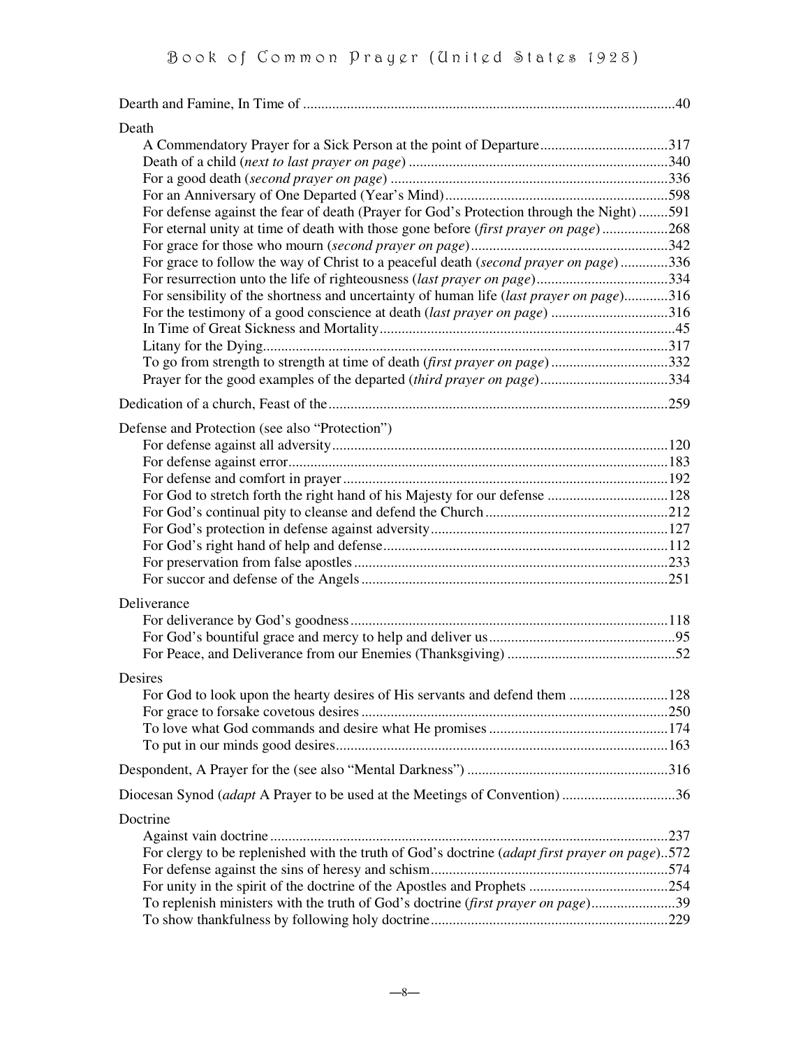Dearth and Famine, In Time of ....................................................................................................40

Death

- A Commendatory Prayer for a Sick Person at the point of Departure ...................................317
- Death of a child (*next to last prayer on page*) .......................................................................340
- For a good death (*second prayer on page*) ............................................................................336
- For an Anniversary of One Departed (Year's Mind) ..............................................................598
- For defense against the fear of death (Prayer for God's Protection through the Night) ........591
- For eternal unity at time of death with those gone before (*first prayer on page*) ..................268
- For grace for those who mourn (*second prayer on page*) ......................................................342
- For grace to follow the way of Christ to a peaceful death (*second prayer on page*) .............336
- For resurrection unto the life of righteousness (*last prayer on page*) ....................................334
- For sensibility of the shortness and uncertainty of human life (*last prayer on page*) ............316
- For the testimony of a good conscience at death (*last prayer on page*) ................................316
- In Time of Great Sickness and Mortality .................................................................................45
- Litany for the Dying ...............................................................................................................317
- To go from strength to strength at time of death (*first prayer on page*) ................................332
- Prayer for the good examples of the departed (*third prayer on page*) ...................................334

Dedication of a church, Feast of the ............................................................................................259

Defense and Protection (see also "Protection")

- For defense against all adversity ............................................................................................120
- For defense against error ........................................................................................................183
- For defense and comfort in prayer ..........................................................................................192
- For God to stretch forth the right hand of his Majesty for our defense ..................................128
- For God's continual pity to cleanse and defend the Church ...................................................212
- For God's protection in defense against adversity ..................................................................127
- For God's right hand of help and defense ...............................................................................112
- For preservation from false apostles .......................................................................................233
- For succor and defense of the Angels .....................................................................................251

Deliverance

- For deliverance by God's goodness ........................................................................................118
- For God's bountiful grace and mercy to help and deliver us ...................................................95
- For Peace, and Deliverance from our Enemies (Thanksgiving) ..............................................52

Desires

- For God to look upon the hearty desires of His servants and defend them ...........................128
- For grace to forsake covetous desires .....................................................................................250
- To love what God commands and desire what He promises .................................................174
- To put in our minds good desires ...........................................................................................163

Despondent, A Prayer for the (see also "Mental Darkness") .......................................................316

Diocesan Synod (*adapt* A Prayer to be used at the Meetings of Convention) ...............................36

Doctrine

- Against vain doctrine ..............................................................................................................237
- For clergy to be replenished with the truth of God's doctrine (*adapt first prayer on page*)..572
- For defense against the sins of heresy and schism .................................................................574
- For unity in the spirit of the doctrine of the Apostles and Prophets .......................................254
- To replenish ministers with the truth of God's doctrine (*first prayer on page*) .......................39
- To show thankfulness by following holy doctrine ..................................................................229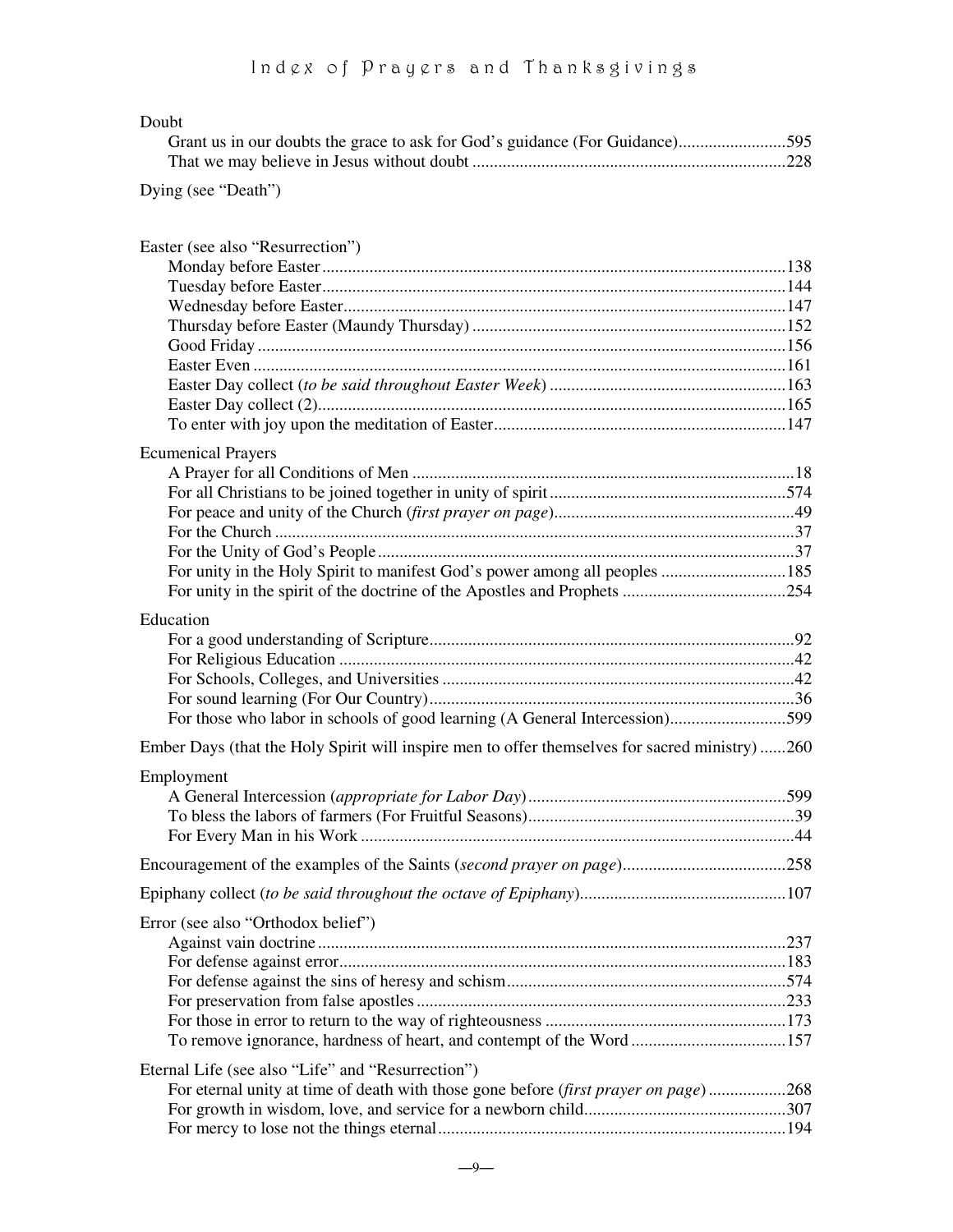Doubt
- Grant us in our doubts the grace to ask for God's guidance (For Guidance).........................595
- That we may believe in Jesus without doubt .........................................................................228

Dying (see "Death")

Easter (see also "Resurrection")
- Monday before Easter...........................................................................................................138
- Tuesday before Easter...........................................................................................................144
- Wednesday before Easter......................................................................................................147
- Thursday before Easter (Maundy Thursday) .........................................................................152
- Good Friday ..........................................................................................................................156
- Easter Even ...........................................................................................................................161
- Easter Day collect (*to be said throughout Easter Week*) .......................................................163
- Easter Day collect (2)............................................................................................................165
- To enter with joy upon the meditation of Easter...................................................................147

Ecumenical Prayers
- A Prayer for all Conditions of Men .........................................................................................18
- For all Christians to be joined together in unity of spirit.......................................................574
- For peace and unity of the Church (*first prayer on page*)........................................................49
- For the Church .........................................................................................................................37
- For the Unity of God's People .................................................................................................37
- For unity in the Holy Spirit to manifest God's power among all peoples .............................185
- For unity in the spirit of the doctrine of the Apostles and Prophets ......................................254

Education
- For a good understanding of Scripture.....................................................................................92
- For Religious Education ..........................................................................................................42
- For Schools, Colleges, and Universities ..................................................................................42
- For sound learning (For Our Country).....................................................................................36
- For those who labor in schools of good learning (A General Intercession)...........................599

Ember Days (that the Holy Spirit will inspire men to offer themselves for sacred ministry) ......260

Employment
- A General Intercession (*appropriate for Labor Day*)............................................................599
- To bless the labors of farmers (For Fruitful Seasons)..............................................................39
- For Every Man in his Work .....................................................................................................44

Encouragement of the examples of the Saints (*second prayer on page*)......................................258

Epiphany collect (*to be said throughout the octave of Epiphany*)................................................107

Error (see also "Orthodox belief")
- Against vain doctrine ............................................................................................................237
- For defense against error........................................................................................................183
- For defense against the sins of heresy and schism.................................................................574
- For preservation from false apostles......................................................................................233
- For those in error to return to the way of righteousness ........................................................173
- To remove ignorance, hardness of heart, and contempt of the Word ....................................157

Eternal Life (see also "Life" and "Resurrection")
- For eternal unity at time of death with those gone before (*first prayer on page*) ..................268
- For growth in wisdom, love, and service for a newborn child...............................................307
- For mercy to lose not the things eternal.................................................................................194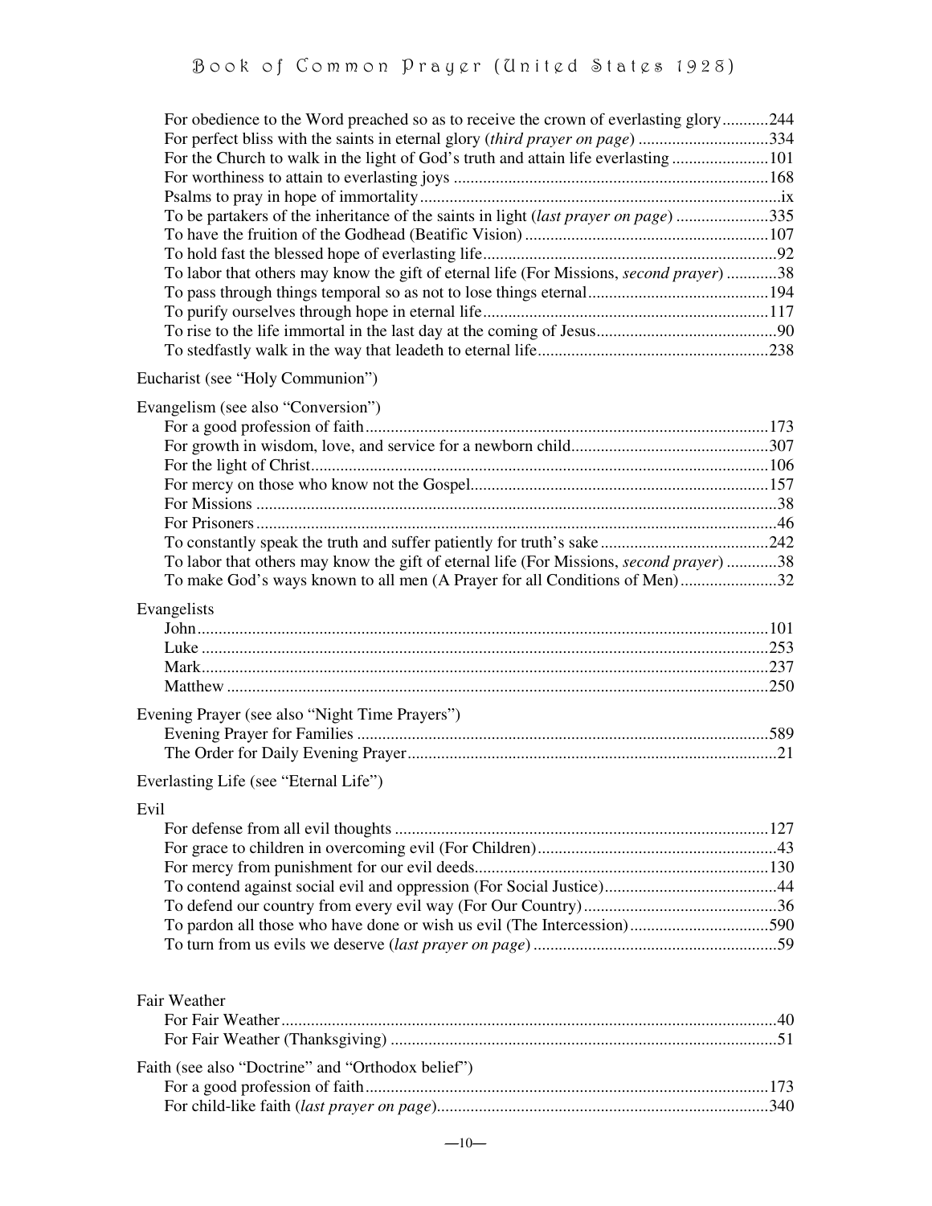For obedience to the Word preached so as to receive the crown of everlasting glory...........244
For perfect bliss with the saints in eternal glory (*third prayer on page*) ..............................334
For the Church to walk in the light of God's truth and attain life everlasting .......................101
For worthiness to attain to everlasting joys ..........................................................................168
Psalms to pray in hope of immortality.....................................................................................ix
To be partakers of the inheritance of the saints in light (*last prayer on page*) ......................335
To have the fruition of the Godhead (Beatific Vision) .........................................................107
To hold fast the blessed hope of everlasting life.....................................................................92
To labor that others may know the gift of eternal life (For Missions, *second prayer*) ............38
To pass through things temporal so as not to lose things eternal..........................................194
To purify ourselves through hope in eternal life...................................................................117
To rise to the life immortal in the last day at the coming of Jesus..........................................90
To stedfastly walk in the way that leadeth to eternal life......................................................238

Eucharist (see "Holy Communion")

Evangelism (see also "Conversion")
For a good profession of faith...............................................................................................173
For growth in wisdom, love, and service for a newborn child..............................................307
For the light of Christ............................................................................................................106
For mercy on those who know not the Gospel.....................................................................157
For Missions ...........................................................................................................................38
For Prisoners ...........................................................................................................................46
To constantly speak the truth and suffer patiently for truth's sake........................................242
To labor that others may know the gift of eternal life (For Missions, *second prayer*) ............38
To make God's ways known to all men (A Prayer for all Conditions of Men).......................32

Evangelists
John......................................................................................................................................101
Luke .....................................................................................................................................253
Mark.....................................................................................................................................237
Matthew ...............................................................................................................................250

Evening Prayer (see also "Night Time Prayers")
Evening Prayer for Families .................................................................................................589
The Order for Daily Evening Prayer.......................................................................................21

Everlasting Life (see "Eternal Life")

Evil
For defense from all evil thoughts ........................................................................................127
For grace to children in overcoming evil (For Children)........................................................43
For mercy from punishment for our evil deeds....................................................................130
To contend against social evil and oppression (For Social Justice).........................................44
To defend our country from every evil way (For Our Country)..............................................36
To pardon all those who have done or wish us evil (The Intercession).................................590
To turn from us evils we deserve (*last prayer on page*) ..........................................................59

Fair Weather
For Fair Weather.....................................................................................................................40
For Fair Weather (Thanksgiving) ...........................................................................................51

Faith (see also "Doctrine" and "Orthodox belief")
For a good profession of faith...............................................................................................173
For child-like faith (*last prayer on page*)..............................................................................340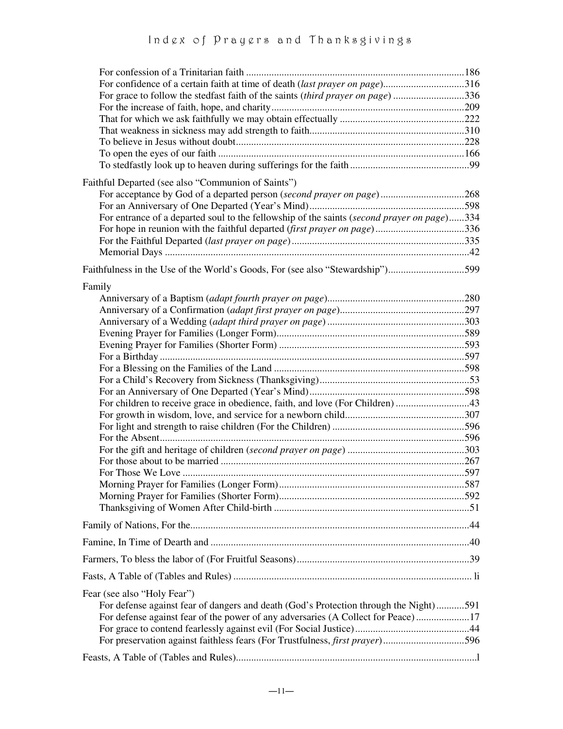For confession of a Trinitarian faith ......................................................................................186
For confidence of a certain faith at time of death (*last prayer on page*)................................316
For grace to follow the stedfast faith of the saints (*third prayer on page*) ............................336
For the increase of faith, hope, and charity...........................................................................209
That for which we ask faithfully we may obtain effectually .................................................222
That weakness in sickness may add strength to faith............................................................310
To believe in Jesus without doubt.........................................................................................228
To open the eyes of our faith ................................................................................................166
To stedfastly look up to heaven during sufferings for the faith ...............................................99

Faithful Departed (see also "Communion of Saints")
For acceptance by God of a departed person (*second prayer on page*) .................................268
For an Anniversary of One Departed (Year's Mind).............................................................598
For entrance of a departed soul to the fellowship of the saints (*second prayer on page*)......334
For hope in reunion with the faithful departed (*first prayer on page*)...................................336
For the Faithful Departed (*last prayer on page*)...................................................................335
Memorial Days .......................................................................................................................42

Faithfulness in the Use of the World's Goods, For (see also "Stewardship")..............................599

Family
Anniversary of a Baptism (*adapt fourth prayer on page*)......................................................280
Anniversary of a Confirmation (*adapt first prayer on page*).................................................297
Anniversary of a Wedding (*adapt third prayer on page*) ......................................................303
Evening Prayer for Families (Longer Form).........................................................................589
Evening Prayer for Families (Shorter Form) .........................................................................593
For a Birthday ........................................................................................................................597
For a Blessing on the Families of the Land ...........................................................................598
For a Child's Recovery from Sickness (Thanksgiving)...........................................................53
For an Anniversary of One Departed (Year's Mind).............................................................598
For children to receive grace in obedience, faith, and love (For Children) .............................43
For growth in wisdom, love, and service for a newborn child..............................................307
For light and strength to raise children (For the Children) ....................................................596
For the Absent........................................................................................................................596
For the gift and heritage of children (*second prayer on page*) ..............................................303
For those about to be married ................................................................................................267
For Those We Love ...............................................................................................................597
Morning Prayer for Families (Longer Form).........................................................................587
Morning Prayer for Families (Shorter Form).........................................................................592
Thanksgiving of Women After Child-birth .............................................................................51

Family of Nations, For the.............................................................................................................44

Famine, In Time of Dearth and ......................................................................................................40

Farmers, To bless the labor of (For Fruitful Seasons)...................................................................39

Fasts, A Table of (Tables and Rules) ............................................................................................. li

Fear (see also "Holy Fear")
For defense against fear of dangers and death (God's Protection through the Night)...........591
For defense against fear of the power of any adversaries (A Collect for Peace).....................17
For grace to contend fearlessly against evil (For Social Justice).............................................44
For preservation against faithless fears (For Trustfulness, *first prayer*)................................596

Feasts, A Table of (Tables and Rules).............................................................................................l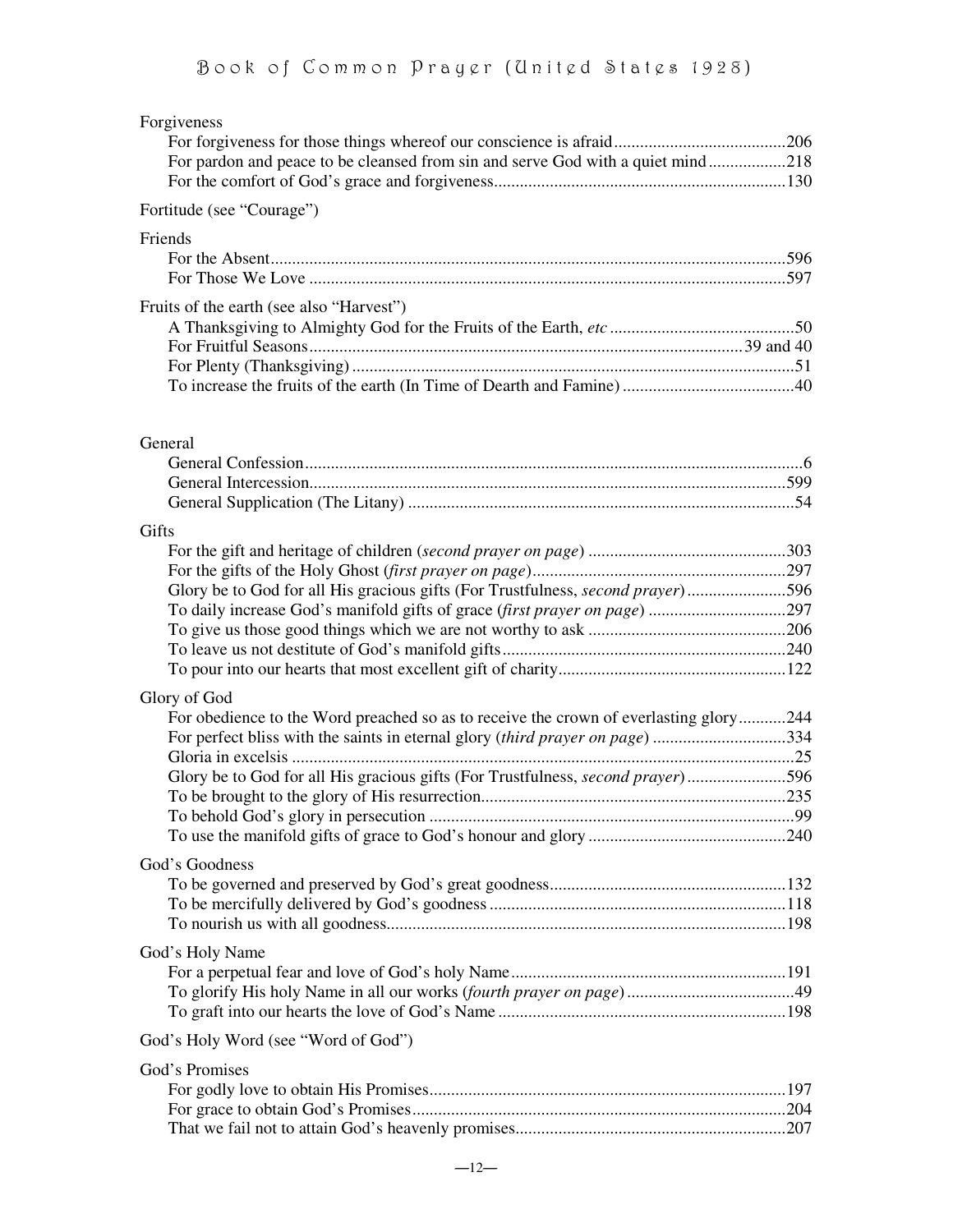Forgiveness

- For forgiveness for those things whereof our conscience is afraid........................................206
- For pardon and peace to be cleansed from sin and serve God with a quiet mind..................218
- For the comfort of God's grace and forgiveness...................................................................130

Fortitude (see "Courage")

Friends

- For the Absent.......................................................................................................................596
- For Those We Love ..............................................................................................................597

Fruits of the earth (see also "Harvest")

- A Thanksgiving to Almighty God for the Fruits of the Earth, *etc* ...........................................50
- For Fruitful Seasons...................................................................................................39 and 40
- For Plenty (Thanksgiving) ......................................................................................................51
- To increase the fruits of the earth (In Time of Dearth and Famine) ........................................40

General

- General Confession..................................................................................................................6
- General Intercession..............................................................................................................599
- General Supplication (The Litany) .........................................................................................54

Gifts

- For the gift and heritage of children (*second prayer on page*) .............................................303
- For the gifts of the Holy Ghost (*first prayer on page*)..........................................................297
- Glory be to God for all His gracious gifts (For Trustfulness, *second prayer*).......................596
- To daily increase God's manifold gifts of grace (*first prayer on page*) ...............................297
- To give us those good things which we are not worthy to ask .............................................206
- To leave us not destitute of God's manifold gifts.................................................................240
- To pour into our hearts that most excellent gift of charity....................................................122

Glory of God

- For obedience to the Word preached so as to receive the crown of everlasting glory...........244
- For perfect bliss with the saints in eternal glory (*third prayer on page*) ..............................334
- Gloria in excelsis ....................................................................................................................25
- Glory be to God for all His gracious gifts (For Trustfulness, *second prayer*).......................596
- To be brought to the glory of His resurrection......................................................................235
- To behold God's glory in persecution ....................................................................................99
- To use the manifold gifts of grace to God's honour and glory .............................................240

God's Goodness

- To be governed and preserved by God's great goodness......................................................132
- To be mercifully delivered by God's goodness ....................................................................118
- To nourish us with all goodness...........................................................................................198

God's Holy Name

- For a perpetual fear and love of God's holy Name...............................................................191
- To glorify His holy Name in all our works (*fourth prayer on page*) .......................................49
- To graft into our hearts the love of God's Name ..................................................................198

God's Holy Word (see "Word of God")

God's Promises

- For godly love to obtain His Promises..................................................................................197
- For grace to obtain God's Promises......................................................................................204
- That we fail not to attain God's heavenly promises..............................................................207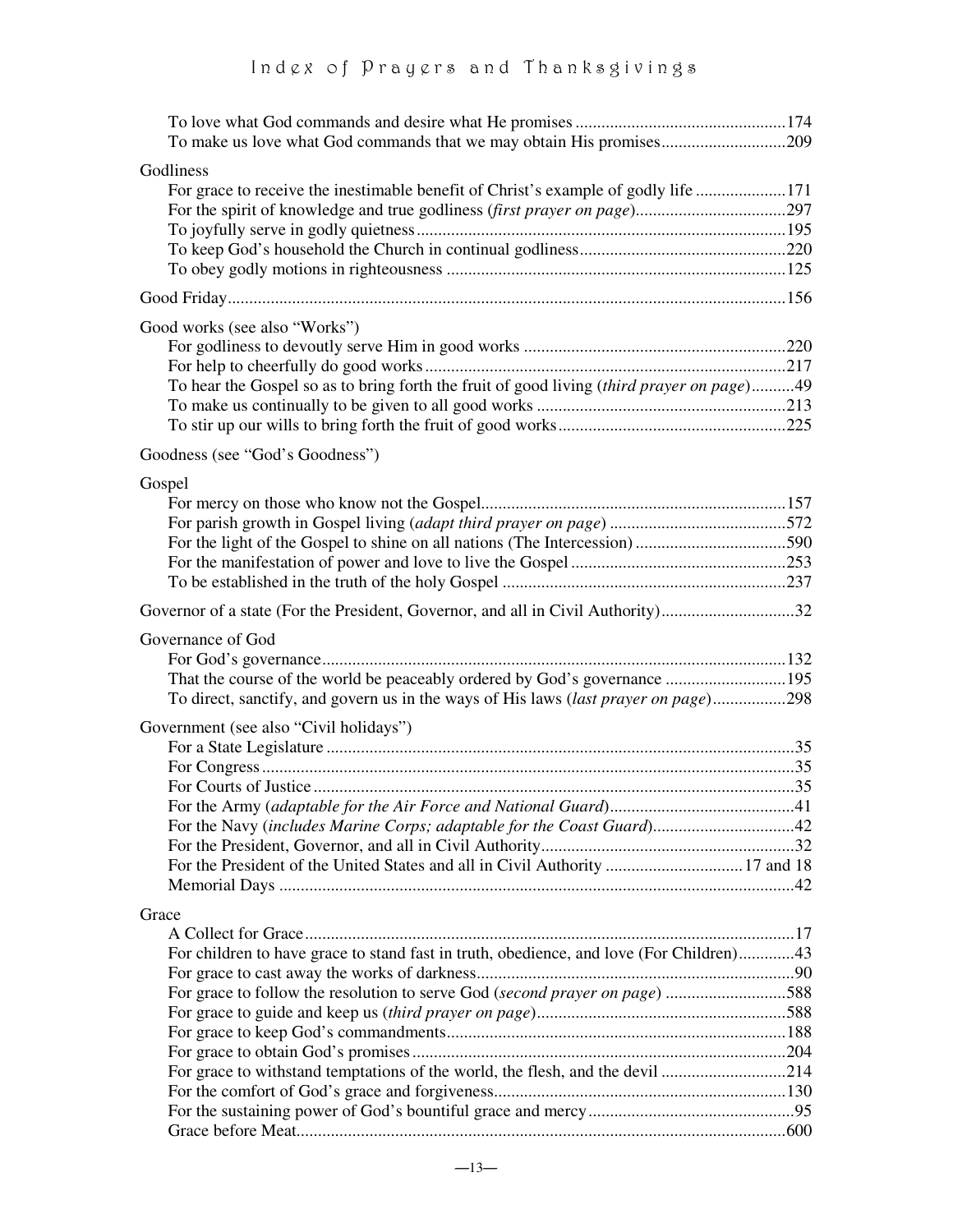To love what God commands and desire what He promises .................................................174
To make us love what God commands that we may obtain His promises............................209

Godliness
For grace to receive the inestimable benefit of Christ's example of godly life .....................171
For the spirit of knowledge and true godliness (*first prayer on page*)..................................297
To joyfully serve in godly quietness.......................................................................................195
To keep God's household the Church in continual godliness................................................220
To obey godly motions in righteousness ...............................................................................125

Good Friday.................................................................................................................................156

Good works (see also "Works")
For godliness to devoutly serve Him in good works .............................................................220
For help to cheerfully do good works....................................................................................217
To hear the Gospel so as to bring forth the fruit of good living (*third prayer on page*)..........49
To make us continually to be given to all good works ..........................................................213
To stir up our wills to bring forth the fruit of good works.....................................................225

Goodness (see "God's Goodness")

Gospel
For mercy on those who know not the Gospel.......................................................................157
For parish growth in Gospel living (*adapt third prayer on page*) .........................................572
For the light of the Gospel to shine on all nations (The Intercession) ...................................590
For the manifestation of power and love to live the Gospel ..................................................253
To be established in the truth of the holy Gospel ..................................................................237

Governor of a state (For the President, Governor, and all in Civil Authority)...............................32

Governance of God
For God's governance...........................................................................................................132
That the course of the world be peaceably ordered by God's governance ............................195
To direct, sanctify, and govern us in the ways of His laws (*last prayer on page*).................298

Government (see also "Civil holidays")
For a State Legislature ............................................................................................................35
For Congress............................................................................................................................35
For Courts of Justice................................................................................................................35
For the Army (*adaptable for the Air Force and National Guard*)...........................................41
For the Navy (*includes Marine Corps; adaptable for the Coast Guard*).................................42
For the President, Governor, and all in Civil Authority...........................................................32
For the President of the United States and all in Civil Authority ................................17 and 18
Memorial Days .......................................................................................................................42

Grace
A Collect for Grace..................................................................................................................17
For children to have grace to stand fast in truth, obedience, and love (For Children).............43
For grace to cast away the works of darkness.........................................................................90
For grace to follow the resolution to serve God (*second prayer on page*) ............................588
For grace to guide and keep us (*third prayer on page*).........................................................588
For grace to keep God's commandments..............................................................................188
For grace to obtain God's promises......................................................................................204
For grace to withstand temptations of the world, the flesh, and the devil .............................214
For the comfort of God's grace and forgiveness...................................................................130
For the sustaining power of God's bountiful grace and mercy................................................95
Grace before Meat.................................................................................................................600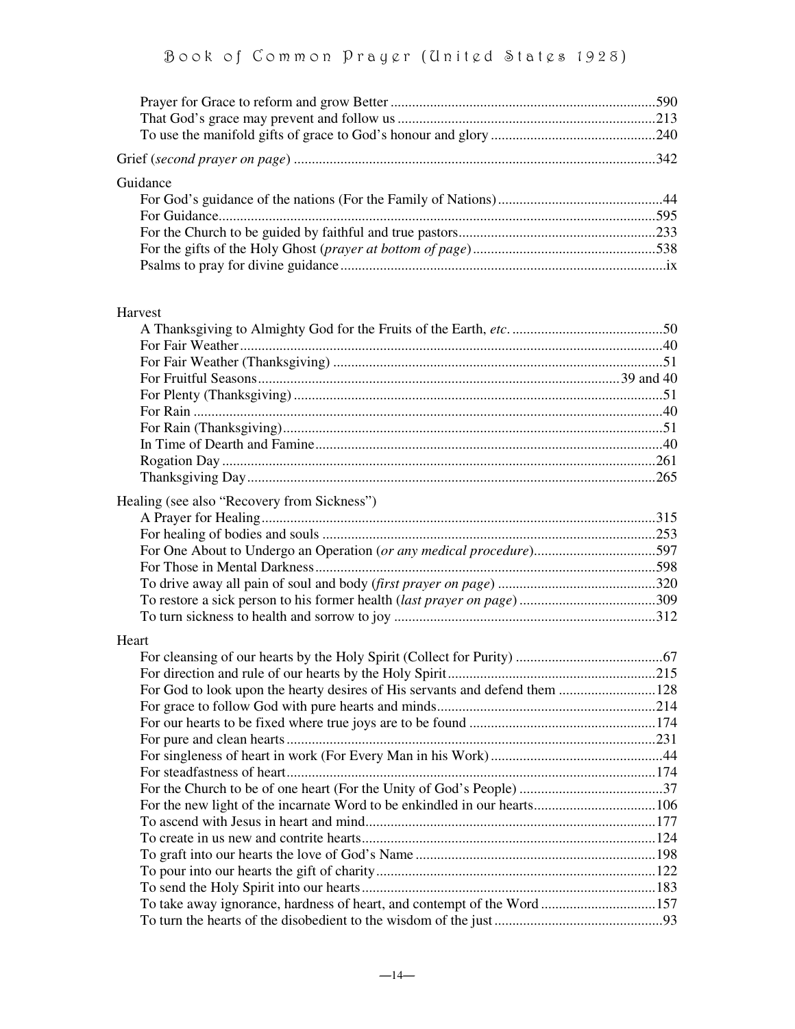Prayer for Grace to reform and grow Better .......... 590
That God's grace may prevent and follow us .......... 213
To use the manifold gifts of grace to God's honour and glory .......... 240

Grief (*second prayer on page*) .......... 342

Guidance

For God's guidance of the nations (For the Family of Nations) .......... 44
For Guidance .......... 595
For the Church to be guided by faithful and true pastors .......... 233
For the gifts of the Holy Ghost (*prayer at bottom of page*) .......... 538
Psalms to pray for divine guidance .......... ix

Harvest

A Thanksgiving to Almighty God for the Fruits of the Earth, *etc.* .......... 50
For Fair Weather .......... 40
For Fair Weather (Thanksgiving) .......... 51
For Fruitful Seasons .......... 39 and 40
For Plenty (Thanksgiving) .......... 51
For Rain .......... 40
For Rain (Thanksgiving) .......... 51
In Time of Dearth and Famine .......... 40
Rogation Day .......... 261
Thanksgiving Day .......... 265

Healing (see also "Recovery from Sickness")

A Prayer for Healing .......... 315
For healing of bodies and souls .......... 253
For One About to Undergo an Operation (*or any medical procedure*) .......... 597
For Those in Mental Darkness .......... 598
To drive away all pain of soul and body (*first prayer on page*) .......... 320
To restore a sick person to his former health (*last prayer on page*) .......... 309
To turn sickness to health and sorrow to joy .......... 312

Heart

For cleansing of our hearts by the Holy Spirit (Collect for Purity) .......... 67
For direction and rule of our hearts by the Holy Spirit .......... 215
For God to look upon the hearty desires of His servants and defend them .......... 128
For grace to follow God with pure hearts and minds .......... 214
For our hearts to be fixed where true joys are to be found .......... 174
For pure and clean hearts .......... 231
For singleness of heart in work (For Every Man in his Work) .......... 44
For steadfastness of heart .......... 174
For the Church to be of one heart (For the Unity of God's People) .......... 37
For the new light of the incarnate Word to be enkindled in our hearts .......... 106
To ascend with Jesus in heart and mind .......... 177
To create in us new and contrite hearts .......... 124
To graft into our hearts the love of God's Name .......... 198
To pour into our hearts the gift of charity .......... 122
To send the Holy Spirit into our hearts .......... 183
To take away ignorance, hardness of heart, and contempt of the Word .......... 157
To turn the hearts of the disobedient to the wisdom of the just .......... 93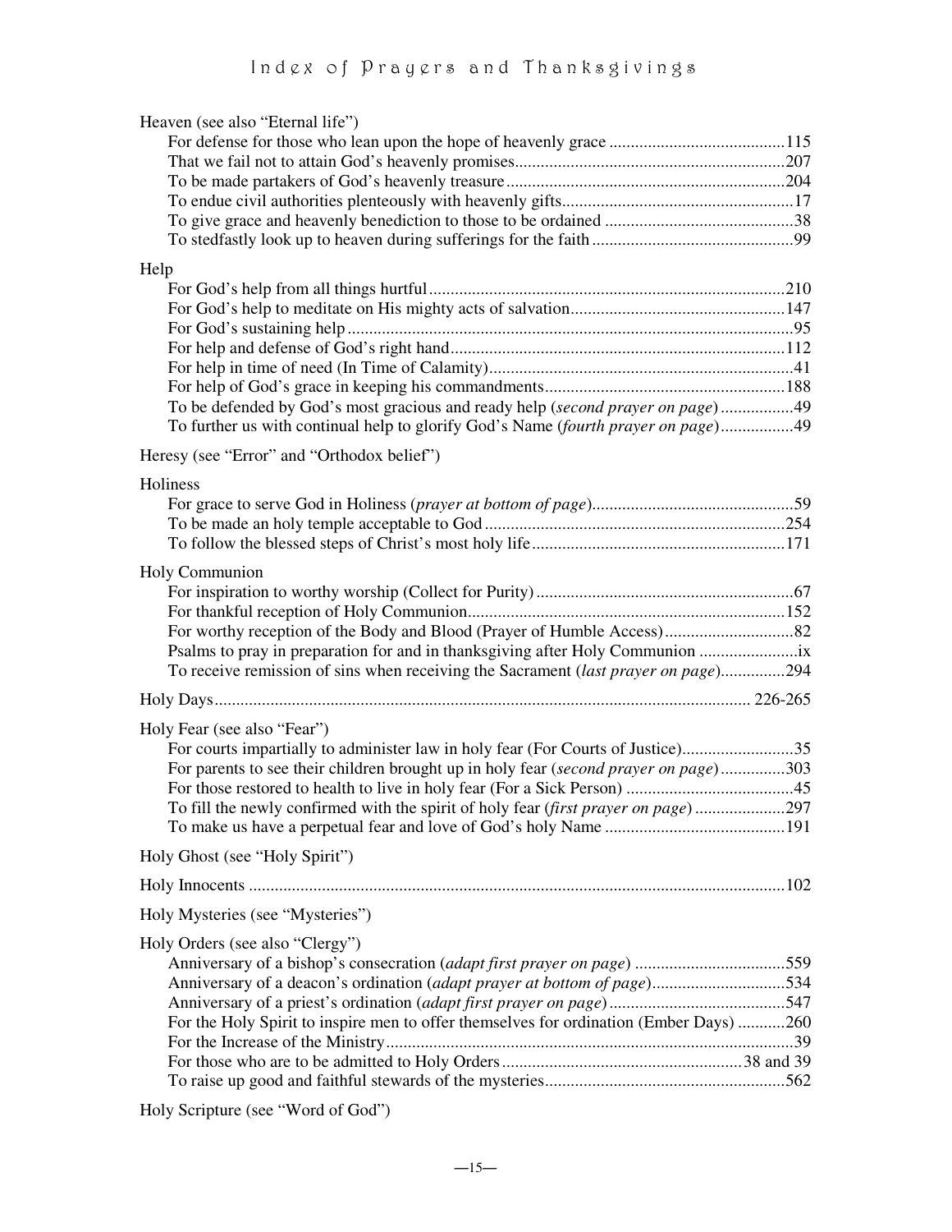# Index of Prayers and Thanksgivings

Heaven (see also "Eternal life")
- For defense for those who lean upon the hope of heavenly grace ........................................115
- That we fail not to attain God's heavenly promises..............................................................207
- To be made partakers of God's heavenly treasure................................................................204
- To endue civil authorities plenteously with heavenly gifts.....................................................17
- To give grace and heavenly benediction to those to be ordained ...........................................38
- To stedfastly look up to heaven during sufferings for the faith..............................................99

Help
- For God's help from all things hurtful..................................................................................210
- For God's help to meditate on His mighty acts of salvation.................................................147
- For God's sustaining help.......................................................................................................95
- For help and defense of God's right hand.............................................................................112
- For help in time of need (In Time of Calamity)......................................................................41
- For help of God's grace in keeping his commandments.......................................................188
- To be defended by God's most gracious and ready help (*second prayer on page*)................49
- To further us with continual help to glorify God's Name (*fourth prayer on page*)................49

Heresy (see "Error" and "Orthodox belief")

Holiness
- For grace to serve God in Holiness (*prayer at bottom of page*)..............................................59
- To be made an holy temple acceptable to God.....................................................................254
- To follow the blessed steps of Christ's most holy life..........................................................171

Holy Communion
- For inspiration to worthy worship (Collect for Purity)...........................................................67
- For thankful reception of Holy Communion.........................................................................152
- For worthy reception of the Body and Blood (Prayer of Humble Access).............................82
- Psalms to pray in preparation for and in thanksgiving after Holy Communion .......................ix
- To receive remission of sins when receiving the Sacrament (*last prayer on page*)..............294

Holy Days........................................................................................................................... 226-265

Holy Fear (see also "Fear")
- For courts impartially to administer law in holy fear (For Courts of Justice)..........................35
- For parents to see their children brought up in holy fear (*second prayer on page*)...............303
- For those restored to health to live in holy fear (For a Sick Person) .......................................45
- To fill the newly confirmed with the spirit of holy fear (*first prayer on page*) .....................297
- To make us have a perpetual fear and love of God's holy Name .........................................191

Holy Ghost (see "Holy Spirit")

Holy Innocents ...........................................................................................................................102

Holy Mysteries (see "Mysteries")

Holy Orders (see also "Clergy")
- Anniversary of a bishop's consecration (*adapt first prayer on page*) ..................................559
- Anniversary of a deacon's ordination (*adapt prayer at bottom of page*)..............................534
- Anniversary of a priest's ordination (*adapt first prayer on page*).........................................547
- For the Holy Spirit to inspire men to offer themselves for ordination (Ember Days) ...........260
- For the Increase of the Ministry...............................................................................................39
- For those who are to be admitted to Holy Orders........................................................38 and 39
- To raise up good and faithful stewards of the mysteries.......................................................562

Holy Scripture (see "Word of God")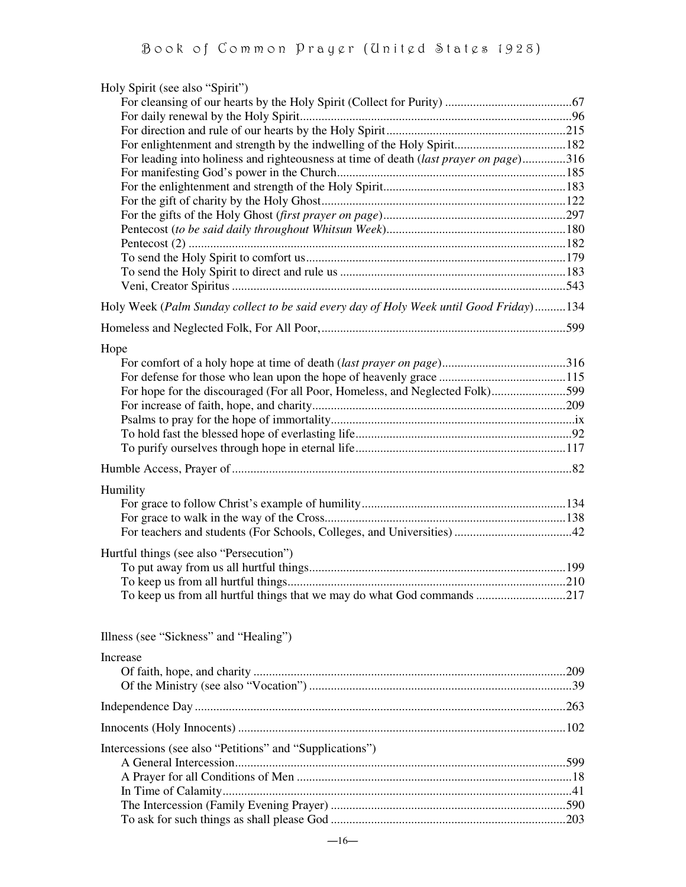Holy Spirit (see also "Spirit")

- For cleansing of our hearts by the Holy Spirit (Collect for Purity) .........67
- For daily renewal by the Holy Spirit.........96
- For direction and rule of our hearts by the Holy Spirit.........215
- For enlightenment and strength by the indwelling of the Holy Spirit.........182
- For leading into holiness and righteousness at time of death (*last prayer on page*).........316
- For manifesting God's power in the Church.........185
- For the enlightenment and strength of the Holy Spirit.........183
- For the gift of charity by the Holy Ghost.........122
- For the gifts of the Holy Ghost (*first prayer on page*).........297
- Pentecost (*to be said daily throughout Whitsun Week*).........180
- Pentecost (2) .........182
- To send the Holy Spirit to comfort us.........179
- To send the Holy Spirit to direct and rule us .........183
- Veni, Creator Spiritus .........543

Holy Week (*Palm Sunday collect to be said every day of Holy Week until Good Friday*).........134

Homeless and Neglected Folk, For All Poor,.........599

Hope

- For comfort of a holy hope at time of death (*last prayer on page*).........316
- For defense for those who lean upon the hope of heavenly grace .........115
- For hope for the discouraged (For all Poor, Homeless, and Neglected Folk).........599
- For increase of faith, hope, and charity.........209
- Psalms to pray for the hope of immortality.........ix
- To hold fast the blessed hope of everlasting life.........92
- To purify ourselves through hope in eternal life.........117

Humble Access, Prayer of.........82

Humility

- For grace to follow Christ's example of humility.........134
- For grace to walk in the way of the Cross.........138
- For teachers and students (For Schools, Colleges, and Universities) .........42

Hurtful things (see also "Persecution")

- To put away from us all hurtful things.........199
- To keep us from all hurtful things.........210
- To keep us from all hurtful things that we may do what God commands .........217

Illness (see "Sickness" and "Healing")

Increase

- Of faith, hope, and charity .........209
- Of the Ministry (see also "Vocation") .........39

Independence Day .........263

Innocents (Holy Innocents) .........102

Intercessions (see also "Petitions" and "Supplications")

- A General Intercession.........599
- A Prayer for all Conditions of Men .........18
- In Time of Calamity.........41
- The Intercession (Family Evening Prayer) .........590
- To ask for such things as shall please God .........203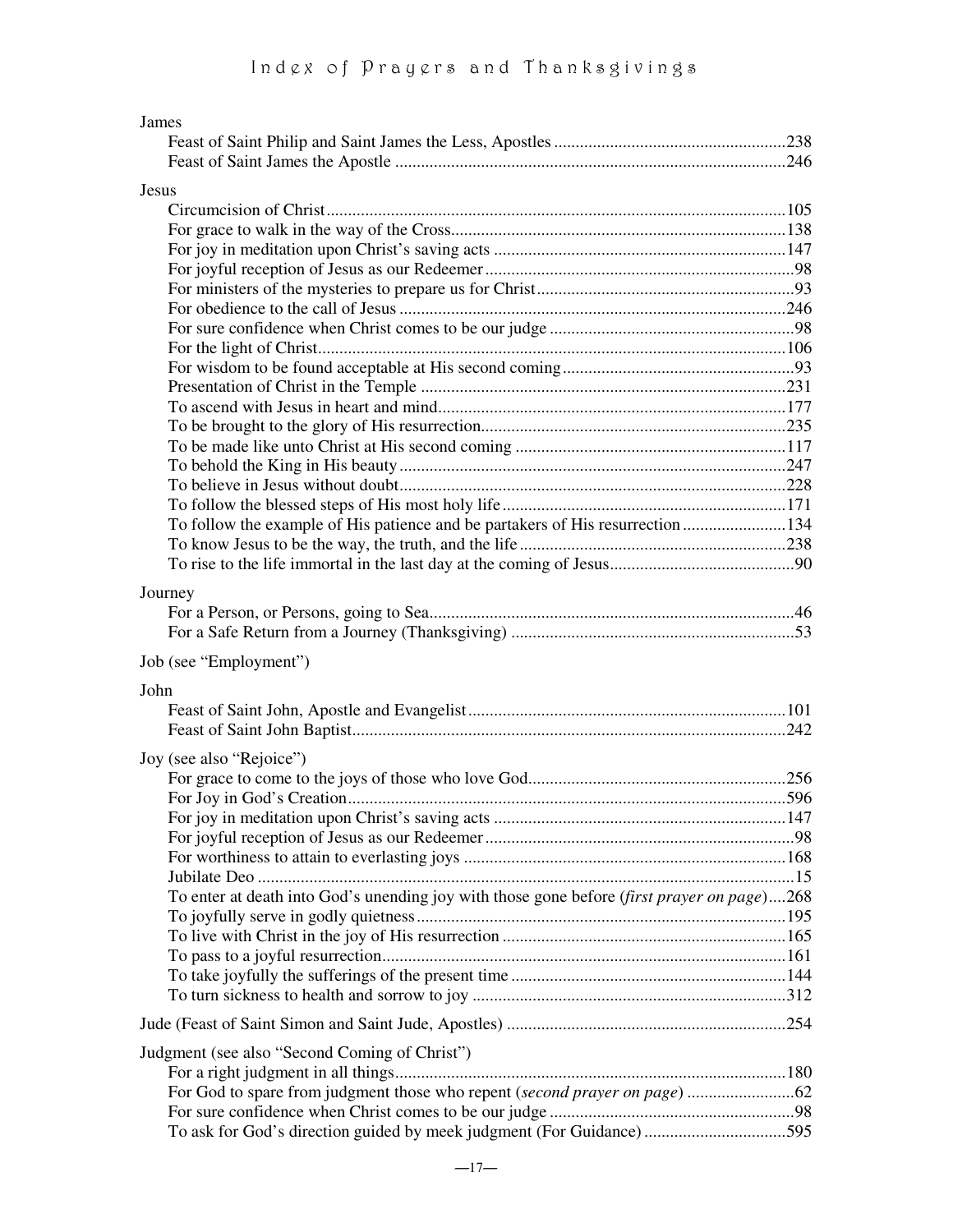James

- Feast of Saint Philip and Saint James the Less, Apostles ....................238
- Feast of Saint James the Apostle ....................246

Jesus

- Circumcision of Christ ....................105
- For grace to walk in the way of the Cross ....................138
- For joy in meditation upon Christ's saving acts ....................147
- For joyful reception of Jesus as our Redeemer ....................98
- For ministers of the mysteries to prepare us for Christ ....................93
- For obedience to the call of Jesus ....................246
- For sure confidence when Christ comes to be our judge ....................98
- For the light of Christ ....................106
- For wisdom to be found acceptable at His second coming ....................93
- Presentation of Christ in the Temple ....................231
- To ascend with Jesus in heart and mind ....................177
- To be brought to the glory of His resurrection ....................235
- To be made like unto Christ at His second coming ....................117
- To behold the King in His beauty ....................247
- To believe in Jesus without doubt ....................228
- To follow the blessed steps of His most holy life ....................171
- To follow the example of His patience and be partakers of His resurrection ....................134
- To know Jesus to be the way, the truth, and the life ....................238
- To rise to the life immortal in the last day at the coming of Jesus ....................90

Journey

- For a Person, or Persons, going to Sea ....................46
- For a Safe Return from a Journey (Thanksgiving) ....................53

Job (see "Employment")

John

- Feast of Saint John, Apostle and Evangelist ....................101
- Feast of Saint John Baptist ....................242

Joy (see also "Rejoice")

- For grace to come to the joys of those who love God ....................256
- For Joy in God's Creation ....................596
- For joy in meditation upon Christ's saving acts ....................147
- For joyful reception of Jesus as our Redeemer ....................98
- For worthiness to attain to everlasting joys ....................168
- Jubilate Deo ....................15
- To enter at death into God's unending joy with those gone before (*first prayer on page*) ....................268
- To joyfully serve in godly quietness ....................195
- To live with Christ in the joy of His resurrection ....................165
- To pass to a joyful resurrection ....................161
- To take joyfully the sufferings of the present time ....................144
- To turn sickness to health and sorrow to joy ....................312

Jude (Feast of Saint Simon and Saint Jude, Apostles) ....................254

Judgment (see also "Second Coming of Christ")

- For a right judgment in all things ....................180
- For God to spare from judgment those who repent (*second prayer on page*) ....................62
- For sure confidence when Christ comes to be our judge ....................98
- To ask for God's direction guided by meek judgment (For Guidance) ....................595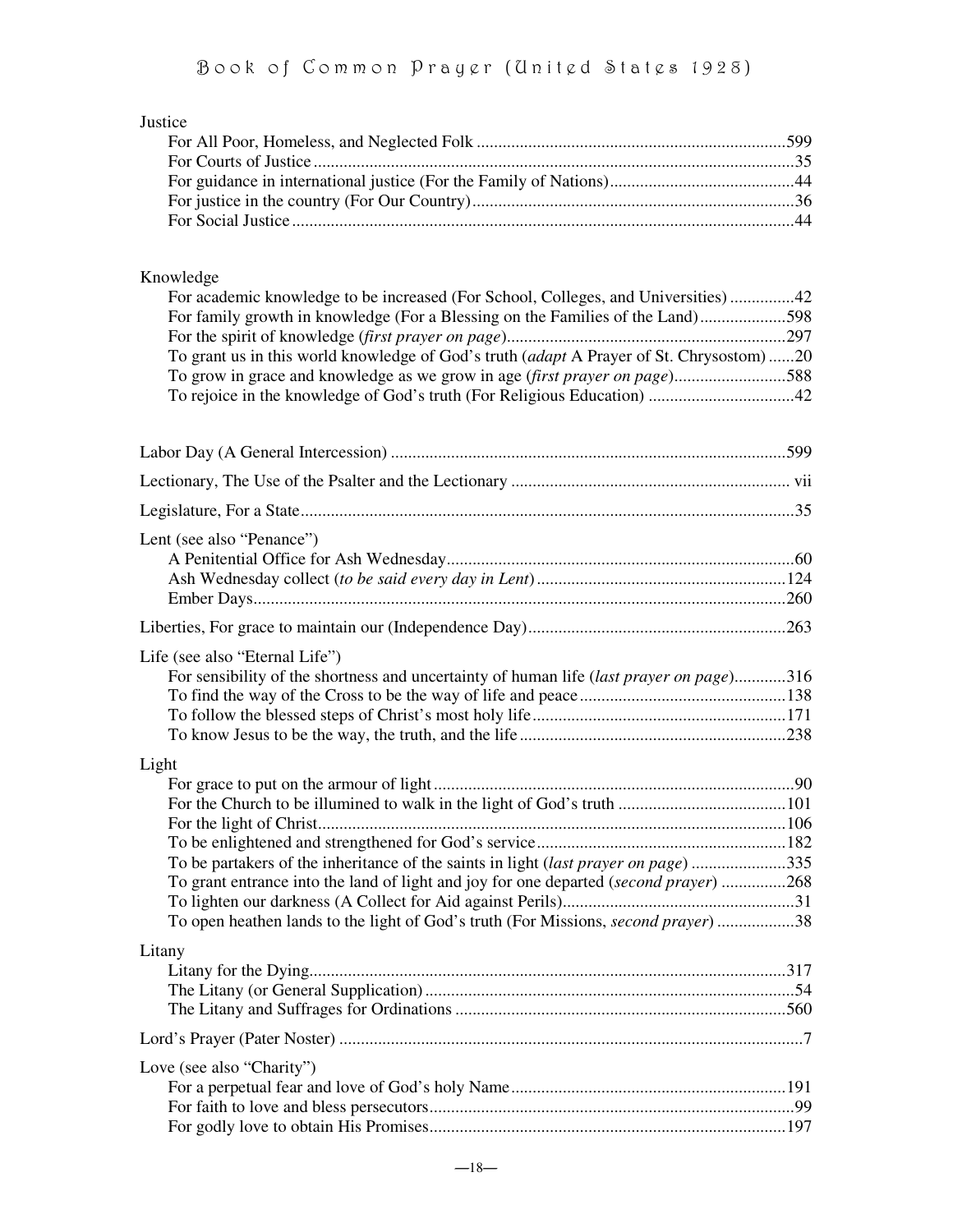Justice

- For All Poor, Homeless, and Neglected Folk ........................................................................599
- For Courts of Justice ..............................................................................................................35
- For guidance in international justice (For the Family of Nations)..........................................44
- For justice in the country (For Our Country).........................................................................36
- For Social Justice ...................................................................................................................44

Knowledge

- For academic knowledge to be increased (For School, Colleges, and Universities) ...............42
- For family growth in knowledge (For a Blessing on the Families of the Land)....................598
- For the spirit of knowledge (*first prayer on page*)................................................................297
- To grant us in this world knowledge of God's truth (*adapt* A Prayer of St. Chrysostom) ......20
- To grow in grace and knowledge as we grow in age (*first prayer on page*)..........................588
- To rejoice in the knowledge of God's truth (For Religious Education) ..................................42

Labor Day (A General Intercession) ..........................................................................................599

Lectionary, The Use of the Psalter and the Lectionary ................................................................ vii

Legislature, For a State.................................................................................................................35

Lent (see also "Penance")

- A Penitential Office for Ash Wednesday.................................................................................60
- Ash Wednesday collect (*to be said every day in Lent*) .........................................................124
- Ember Days...........................................................................................................................260

Liberties, For grace to maintain our (Independence Day)..........................................................263

Life (see also "Eternal Life")

- For sensibility of the shortness and uncertainty of human life (*last prayer on page*)............316
- To find the way of the Cross to be the way of life and peace ...............................................138
- To follow the blessed steps of Christ's most holy life..........................................................171
- To know Jesus to be the way, the truth, and the life .............................................................238

Light

- For grace to put on the armour of light ...................................................................................90
- For the Church to be illumined to walk in the light of God's truth .......................................101
- For the light of Christ............................................................................................................106
- To be enlightened and strengthened for God's service..........................................................182
- To be partakers of the inheritance of the saints in light (*last prayer on page*) ......................335
- To grant entrance into the land of light and joy for one departed (*second prayer*) ...............268
- To lighten our darkness (A Collect for Aid against Perils).....................................................31
- To open heathen lands to the light of God's truth (For Missions, *second prayer*) .................38

Litany

- Litany for the Dying..............................................................................................................317
- The Litany (or General Supplication) .....................................................................................54
- The Litany and Suffrages for Ordinations ............................................................................560

Lord's Prayer (Pater Noster) ..........................................................................................................7

Love (see also "Charity")

- For a perpetual fear and love of God's holy Name................................................................191
- For faith to love and bless persecutors....................................................................................99
- For godly love to obtain His Promises..................................................................................197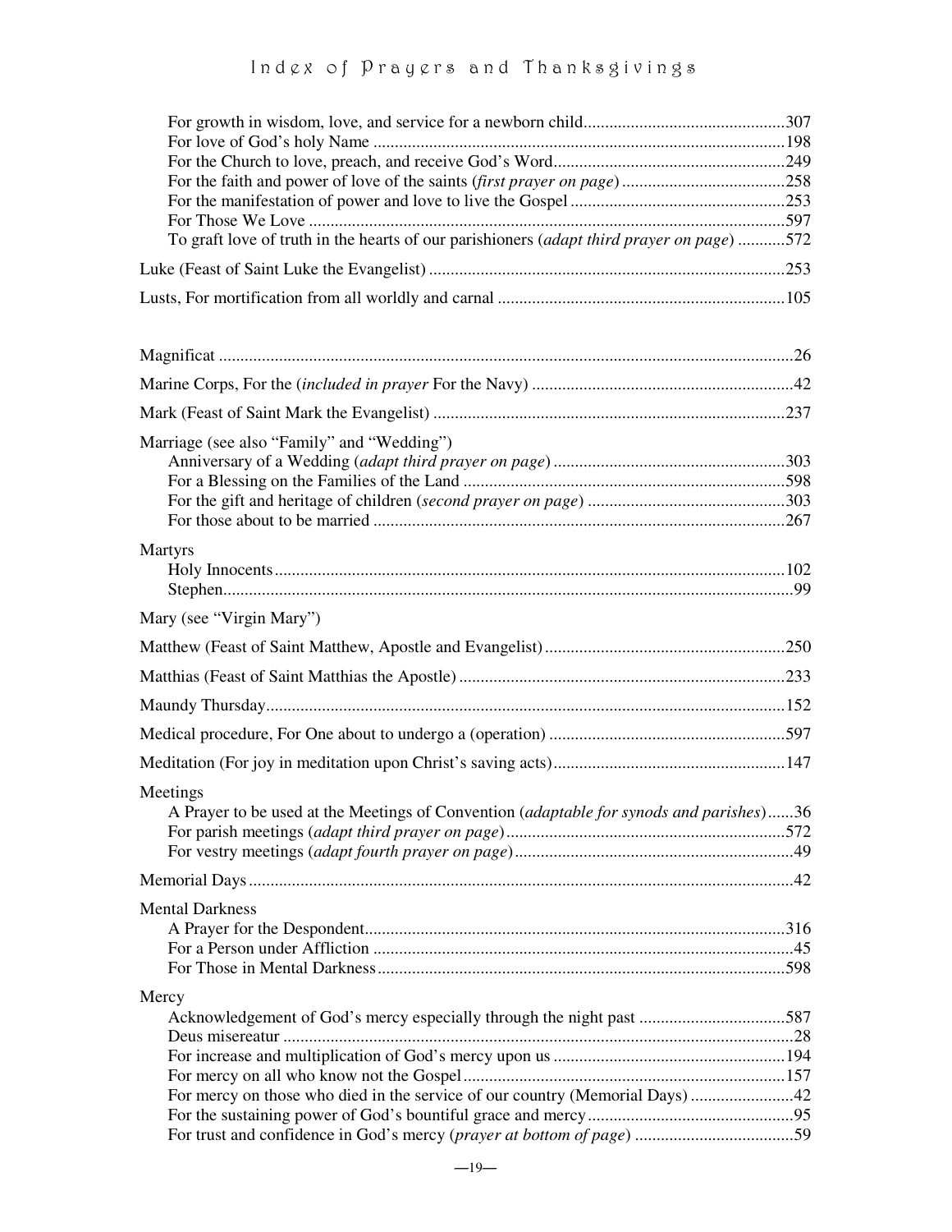For growth in wisdom, love, and service for a newborn child ..... 307
For love of God's holy Name ..... 198
For the Church to love, preach, and receive God's Word ..... 249
For the faith and power of love of the saints (*first prayer on page*) ..... 258
For the manifestation of power and love to live the Gospel ..... 253
For Those We Love ..... 597
To graft love of truth in the hearts of our parishioners (*adapt third prayer on page*) ..... 572

Luke (Feast of Saint Luke the Evangelist) ..... 253

Lusts, For mortification from all worldly and carnal ..... 105

Magnificat ..... 26

Marine Corps, For the (*included in prayer* For the Navy) ..... 42

Mark (Feast of Saint Mark the Evangelist) ..... 237

Marriage (see also "Family" and "Wedding")
- Anniversary of a Wedding (*adapt third prayer on page*) ..... 303
- For a Blessing on the Families of the Land ..... 598
- For the gift and heritage of children (*second prayer on page*) ..... 303
- For those about to be married ..... 267

Martyrs
- Holy Innocents ..... 102
- Stephen ..... 99

Mary (see "Virgin Mary")

Matthew (Feast of Saint Matthew, Apostle and Evangelist) ..... 250

Matthias (Feast of Saint Matthias the Apostle) ..... 233

Maundy Thursday ..... 152

Medical procedure, For One about to undergo a (operation) ..... 597

Meditation (For joy in meditation upon Christ's saving acts) ..... 147

Meetings
- A Prayer to be used at the Meetings of Convention (*adaptable for synods and parishes*) ..... 36
- For parish meetings (*adapt third prayer on page*) ..... 572
- For vestry meetings (*adapt fourth prayer on page*) ..... 49

Memorial Days ..... 42

Mental Darkness
- A Prayer for the Despondent ..... 316
- For a Person under Affliction ..... 45
- For Those in Mental Darkness ..... 598

Mercy
- Acknowledgement of God's mercy especially through the night past ..... 587
- Deus misereatur ..... 28
- For increase and multiplication of God's mercy upon us ..... 194
- For mercy on all who know not the Gospel ..... 157
- For mercy on those who died in the service of our country (Memorial Days) ..... 42
- For the sustaining power of God's bountiful grace and mercy ..... 95
- For trust and confidence in God's mercy (*prayer at bottom of page*) ..... 59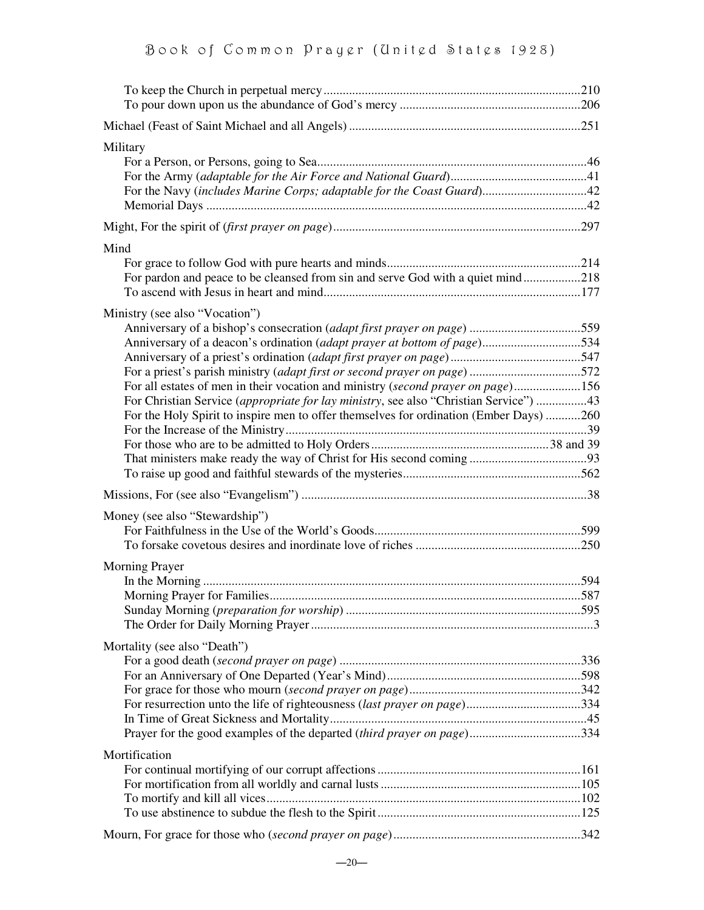To keep the Church in perpetual mercy ........................................................................210
To pour down upon us the abundance of God's mercy .........................................................206

Michael (Feast of Saint Michael and all Angels) ........................................................................251

Military
- For a Person, or Persons, going to Sea....................................................................................46
- For the Army (*adaptable for the Air Force and National Guard*)...........................................41
- For the Navy (*includes Marine Corps; adaptable for the Coast Guard*).................................42
- Memorial Days ........................................................................................................................42

Might, For the spirit of (*first prayer on page*).............................................................................297

Mind
- For grace to follow God with pure hearts and minds............................................................214
- For pardon and peace to be cleansed from sin and serve God with a quiet mind..................218
- To ascend with Jesus in heart and mind................................................................................177

Ministry (see also "Vocation")
- Anniversary of a bishop's consecration (*adapt first prayer on page*) ...................................559
- Anniversary of a deacon's ordination (*adapt prayer at bottom of page*)...............................534
- Anniversary of a priest's ordination (*adapt first prayer on page*).........................................547
- For a priest's parish ministry (*adapt first or second prayer on page*) ...................................572
- For all estates of men in their vocation and ministry (*second prayer on page*).....................156
- For Christian Service (*appropriate for lay ministry*, see also "Christian Service") ................43
- For the Holy Spirit to inspire men to offer themselves for ordination (Ember Days) ...........260
- For the Increase of the Ministry...............................................................................................39
- For those who are to be admitted to Holy Orders........................................................38 and 39
- That ministers make ready the way of Christ for His second coming .....................................93
- To raise up good and faithful stewards of the mysteries........................................................562

Missions, For (see also "Evangelism") .........................................................................................38

Money (see also "Stewardship")
- For Faithfulness in the Use of the World's Goods.................................................................599
- To forsake covetous desires and inordinate love of riches ....................................................250

Morning Prayer
- In the Morning .......................................................................................................................594
- Morning Prayer for Families..................................................................................................587
- Sunday Morning (*preparation for worship*) ..........................................................................595
- The Order for Daily Morning Prayer ........................................................................................3

Mortality (see also "Death")
- For a good death (*second prayer on page*) ...........................................................................336
- For an Anniversary of One Departed (Year's Mind).............................................................598
- For grace for those who mourn (*second prayer on page*)......................................................342
- For resurrection unto the life of righteousness (*last prayer on page*)....................................334
- In Time of Great Sickness and Mortality.................................................................................45
- Prayer for the good examples of the departed (*third prayer on page*)...................................334

Mortification
- For continual mortifying of our corrupt affections ................................................................161
- For mortification from all worldly and carnal lusts ...............................................................105
- To mortify and kill all vices..................................................................................................102
- To use abstinence to subdue the flesh to the Spirit................................................................125

Mourn, For grace for those who (*second prayer on page*)...........................................................342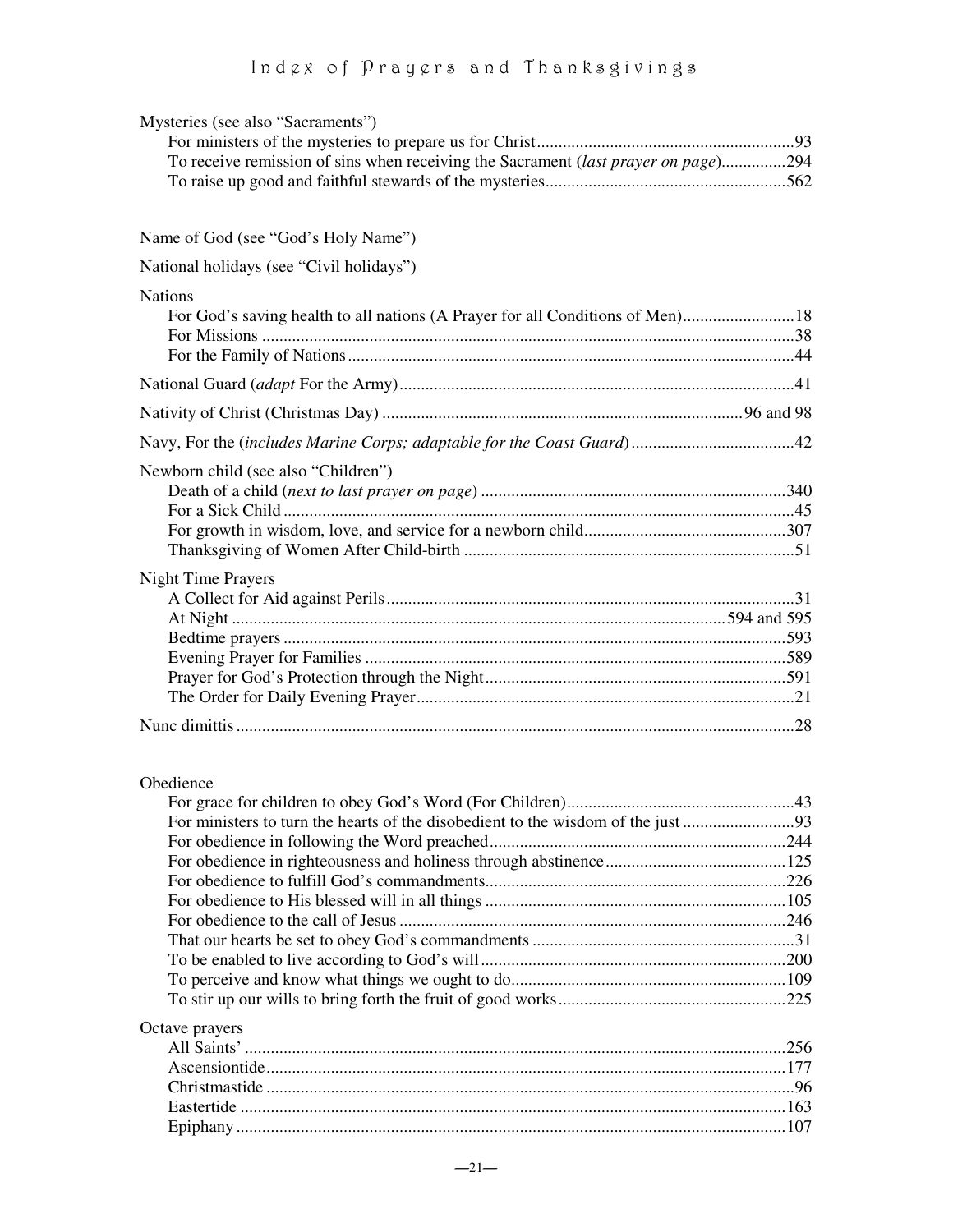Mysteries (see also "Sacraments")

- For ministers of the mysteries to prepare us for Christ ... 93
- To receive remission of sins when receiving the Sacrament (*last prayer on page*) ... 294
- To raise up good and faithful stewards of the mysteries ... 562

Name of God (see "God's Holy Name")

National holidays (see "Civil holidays")

Nations

- For God's saving health to all nations (A Prayer for all Conditions of Men) ... 18
- For Missions ... 38
- For the Family of Nations ... 44

National Guard (*adapt* For the Army) ... 41

Nativity of Christ (Christmas Day) ... 96 and 98

Navy, For the (*includes Marine Corps; adaptable for the Coast Guard*) ... 42

Newborn child (see also "Children")

- Death of a child (*next to last prayer on page*) ... 340
- For a Sick Child ... 45
- For growth in wisdom, love, and service for a newborn child ... 307
- Thanksgiving of Women After Child-birth ... 51

Night Time Prayers

- A Collect for Aid against Perils ... 31
- At Night ... 594 and 595
- Bedtime prayers ... 593
- Evening Prayer for Families ... 589
- Prayer for God's Protection through the Night ... 591
- The Order for Daily Evening Prayer ... 21

Nunc dimittis ... 28

Obedience

- For grace for children to obey God's Word (For Children) ... 43
- For ministers to turn the hearts of the disobedient to the wisdom of the just ... 93
- For obedience in following the Word preached ... 244
- For obedience in righteousness and holiness through abstinence ... 125
- For obedience to fulfill God's commandments ... 226
- For obedience to His blessed will in all things ... 105
- For obedience to the call of Jesus ... 246
- That our hearts be set to obey God's commandments ... 31
- To be enabled to live according to God's will ... 200
- To perceive and know what things we ought to do ... 109
- To stir up our wills to bring forth the fruit of good works ... 225

Octave prayers

- All Saints' ... 256
- Ascensiontide ... 177
- Christmastide ... 96
- Eastertide ... 163
- Epiphany ... 107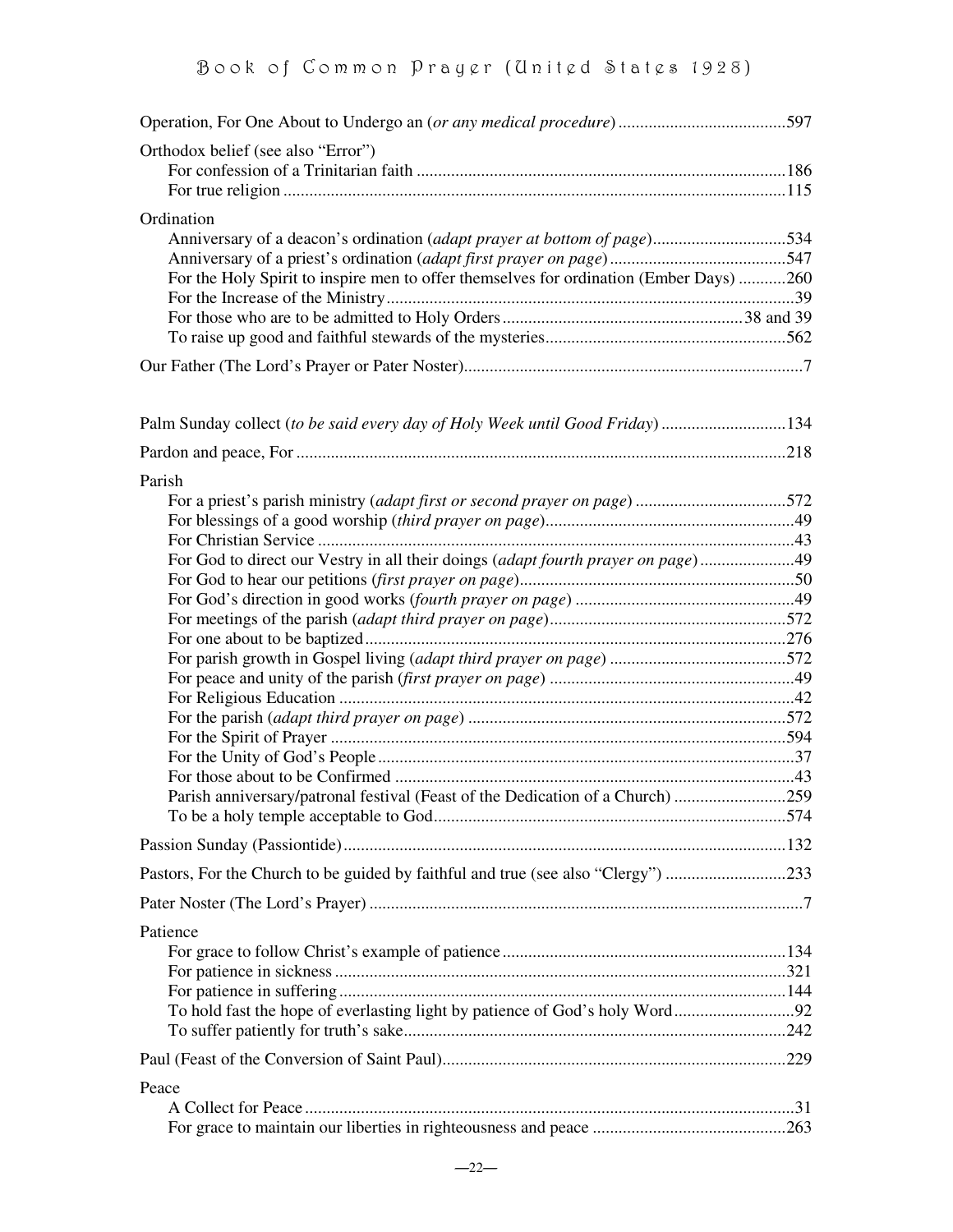Operation, For One About to Undergo an (*or any medical procedure*) .......................................597

Orthodox belief (see also "Error")
- For confession of a Trinitarian faith .....................................................................................186
- For true religion ....................................................................................................................115

Ordination
- Anniversary of a deacon's ordination (*adapt prayer at bottom of page*)...............................534
- Anniversary of a priest's ordination (*adapt first prayer on page*).........................................547
- For the Holy Spirit to inspire men to offer themselves for ordination (Ember Days) ...........260
- For the Increase of the Ministry...............................................................................................39
- For those who are to be admitted to Holy Orders........................................................38 and 39
- To raise up good and faithful stewards of the mysteries........................................................562

Our Father (The Lord's Prayer or Pater Noster)..............................................................................7

Palm Sunday collect (*to be said every day of Holy Week until Good Friday*) .............................134

Pardon and peace, For .................................................................................................................218

Parish
- For a priest's parish ministry (*adapt first or second prayer on page*) ...................................572
- For blessings of a good worship (*third prayer on page*)..........................................................49
- For Christian Service ..............................................................................................................43
- For God to direct our Vestry in all their doings (*adapt fourth prayer on page*)......................49
- For God to hear our petitions (*first prayer on page*)................................................................50
- For God's direction in good works (*fourth prayer on page*) ...................................................49
- For meetings of the parish (*adapt third prayer on page*).......................................................572
- For one about to be baptized..................................................................................................276
- For parish growth in Gospel living (*adapt third prayer on page*) .........................................572
- For peace and unity of the parish (*first prayer on page*) .........................................................49
- For Religious Education .........................................................................................................42
- For the parish (*adapt third prayer on page*) ..........................................................................572
- For the Spirit of Prayer ..........................................................................................................594
- For the Unity of God's People ................................................................................................37
- For those about to be Confirmed ............................................................................................43
- Parish anniversary/patronal festival (Feast of the Dedication of a Church) ..........................259
- To be a holy temple acceptable to God.................................................................................574

Passion Sunday (Passiontide)......................................................................................................132

Pastors, For the Church to be guided by faithful and true (see also "Clergy") ............................233

Pater Noster (The Lord's Prayer) ....................................................................................................7

Patience
- For grace to follow Christ's example of patience .................................................................134
- For patience in sickness ........................................................................................................321
- For patience in suffering .......................................................................................................144
- To hold fast the hope of everlasting light by patience of God's holy Word............................92
- To suffer patiently for truth's sake........................................................................................242

Paul (Feast of the Conversion of Saint Paul)...............................................................................229

Peace
- A Collect for Peace .................................................................................................................31
- For grace to maintain our liberties in righteousness and peace ............................................263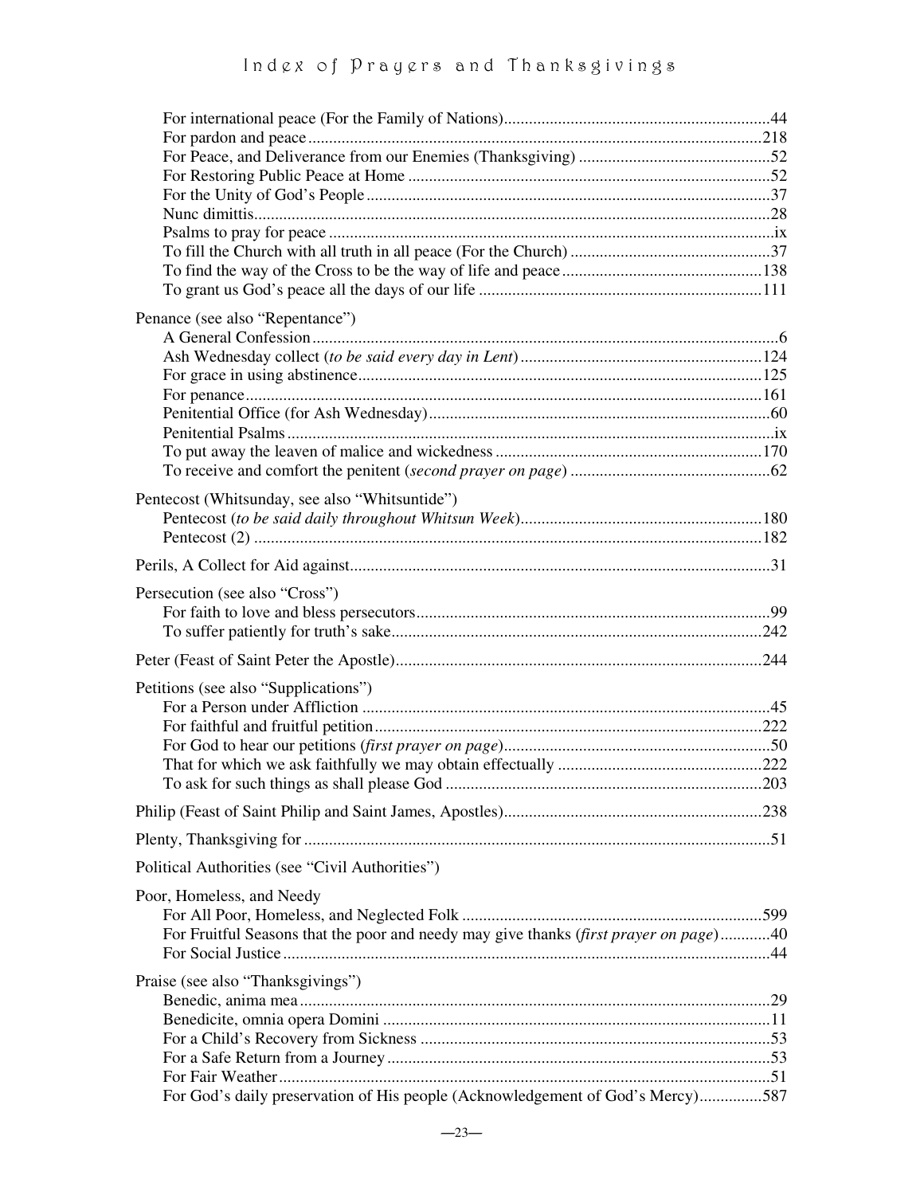For international peace (For the Family of Nations)....44
For pardon and peace....218
For Peace, and Deliverance from our Enemies (Thanksgiving)....52
For Restoring Public Peace at Home....52
For the Unity of God's People....37
Nunc dimittis....28
Psalms to pray for peace....ix
To fill the Church with all truth in all peace (For the Church)....37
To find the way of the Cross to be the way of life and peace....138
To grant us God's peace all the days of our life....111

Penance (see also "Repentance")
- A General Confession....6
- Ash Wednesday collect (*to be said every day in Lent*)....124
- For grace in using abstinence....125
- For penance....161
- Penitential Office (for Ash Wednesday)....60
- Penitential Psalms....ix
- To put away the leaven of malice and wickedness....170
- To receive and comfort the penitent (*second prayer on page*)....62

Pentecost (Whitsunday, see also "Whitsuntide")
- Pentecost (*to be said daily throughout Whitsun Week*)....180
- Pentecost (2)....182

Perils, A Collect for Aid against....31

Persecution (see also "Cross")
- For faith to love and bless persecutors....99
- To suffer patiently for truth's sake....242

Peter (Feast of Saint Peter the Apostle)....244

Petitions (see also "Supplications")
- For a Person under Affliction....45
- For faithful and fruitful petition....222
- For God to hear our petitions (*first prayer on page*)....50
- That for which we ask faithfully we may obtain effectually....222
- To ask for such things as shall please God....203

Philip (Feast of Saint Philip and Saint James, Apostles)....238

Plenty, Thanksgiving for....51

Political Authorities (see "Civil Authorities")

Poor, Homeless, and Needy
- For All Poor, Homeless, and Neglected Folk....599
- For Fruitful Seasons that the poor and needy may give thanks (*first prayer on page*)....40
- For Social Justice....44

Praise (see also "Thanksgivings")
- Benedic, anima mea....29
- Benedicite, omnia opera Domini....11
- For a Child's Recovery from Sickness....53
- For a Safe Return from a Journey....53
- For Fair Weather....51
- For God's daily preservation of His people (Acknowledgement of God's Mercy)....587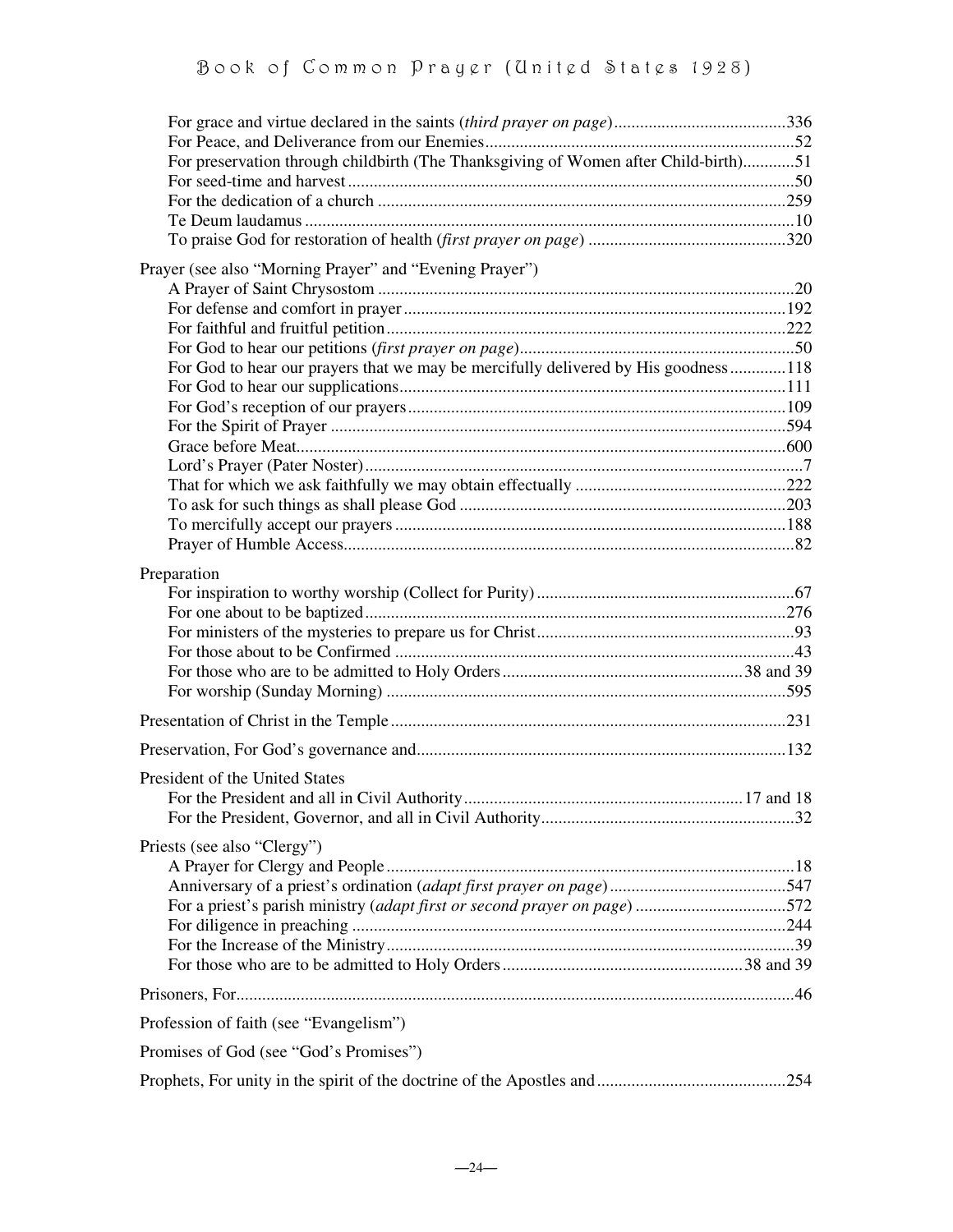- For grace and virtue declared in the saints (*third prayer on page*)........................................336
- For Peace, and Deliverance from our Enemies.......................................................................52
- For preservation through childbirth (The Thanksgiving of Women after Child-birth)............51
- For seed-time and harvest.......................................................................................................50
- For the dedication of a church ..............................................................................................259
- Te Deum laudamus .................................................................................................................10
- To praise God for restoration of health (*first prayer on page*) .............................................320

Prayer (see also "Morning Prayer" and "Evening Prayer")

- A Prayer of Saint Chrysostom ................................................................................................20
- For defense and comfort in prayer........................................................................................192
- For faithful and fruitful petition............................................................................................222
- For God to hear our petitions (*first prayer on page*)................................................................50
- For God to hear our prayers that we may be mercifully delivered by His goodness.............118
- For God to hear our supplications.........................................................................................111
- For God's reception of our prayers.......................................................................................109
- For the Spirit of Prayer .........................................................................................................594
- Grace before Meat.................................................................................................................600
- Lord's Prayer (Pater Noster)......................................................................................................7
- That for which we ask faithfully we may obtain effectually .................................................222
- To ask for such things as shall please God ...........................................................................203
- To mercifully accept our prayers ..........................................................................................188
- Prayer of Humble Access........................................................................................................82

Preparation

- For inspiration to worthy worship (Collect for Purity)...........................................................67
- For one about to be baptized.................................................................................................276
- For ministers of the mysteries to prepare us for Christ...........................................................93
- For those about to be Confirmed .............................................................................................43
- For those who are to be admitted to Holy Orders.......................................................38 and 39
- For worship (Sunday Morning) ............................................................................................595

Presentation of Christ in the Temple ...........................................................................................231

Preservation, For God's governance and.....................................................................................132

President of the United States

- For the President and all in Civil Authority...............................................................17 and 18
- For the President, Governor, and all in Civil Authority..........................................................32

Priests (see also "Clergy")

- A Prayer for Clergy and People ..............................................................................................18
- Anniversary of a priest's ordination (*adapt first prayer on page*).........................................547
- For a priest's parish ministry (*adapt first or second prayer on page*) ..................................572
- For diligence in preaching ....................................................................................................244
- For the Increase of the Ministry..............................................................................................39
- For those who are to be admitted to Holy Orders.......................................................38 and 39

Prisoners, For.................................................................................................................................46

Profession of faith (see "Evangelism")

Promises of God (see "God's Promises")

Prophets, For unity in the spirit of the doctrine of the Apostles and............................................254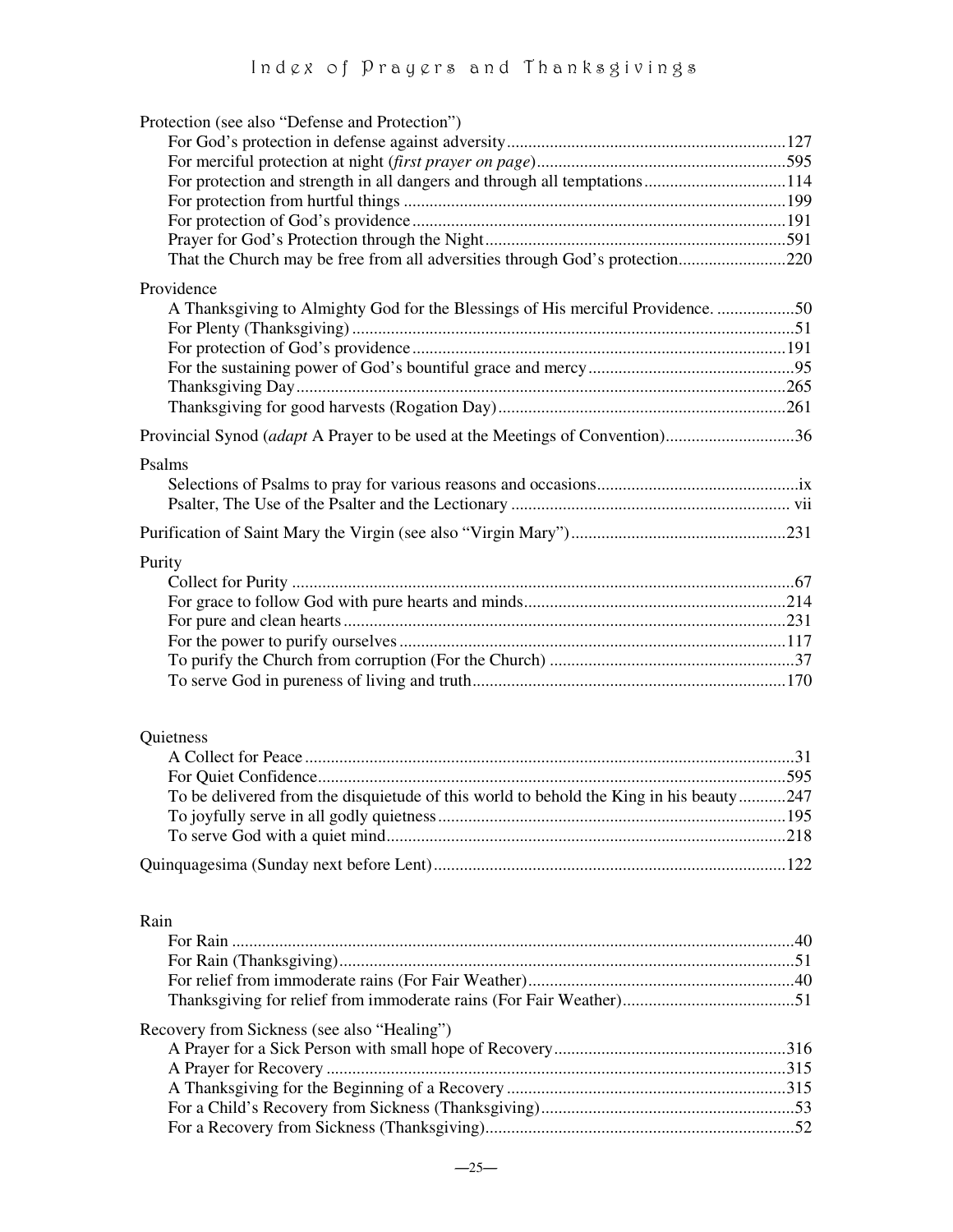Protection (see also "Defense and Protection")

- For God's protection in defense against adversity....127
- For merciful protection at night (*first prayer on page*)....595
- For protection and strength in all dangers and through all temptations....114
- For protection from hurtful things....199
- For protection of God's providence....191
- Prayer for God's Protection through the Night....591
- That the Church may be free from all adversities through God's protection....220

Providence

- A Thanksgiving to Almighty God for the Blessings of His merciful Providence....50
- For Plenty (Thanksgiving)....51
- For protection of God's providence....191
- For the sustaining power of God's bountiful grace and mercy....95
- Thanksgiving Day....265
- Thanksgiving for good harvests (Rogation Day)....261

Provincial Synod (*adapt* A Prayer to be used at the Meetings of Convention)....36

Psalms

- Selections of Psalms to pray for various reasons and occasions....ix
- Psalter, The Use of the Psalter and the Lectionary....vii

Purification of Saint Mary the Virgin (see also "Virgin Mary")....231

Purity

- Collect for Purity....67
- For grace to follow God with pure hearts and minds....214
- For pure and clean hearts....231
- For the power to purify ourselves....117
- To purify the Church from corruption (For the Church)....37
- To serve God in pureness of living and truth....170

Quietness

- A Collect for Peace....31
- For Quiet Confidence....595
- To be delivered from the disquietude of this world to behold the King in his beauty....247
- To joyfully serve in all godly quietness....195
- To serve God with a quiet mind....218

Quinquagesima (Sunday next before Lent)....122

Rain

- For Rain....40
- For Rain (Thanksgiving)....51
- For relief from immoderate rains (For Fair Weather)....40
- Thanksgiving for relief from immoderate rains (For Fair Weather)....51

Recovery from Sickness (see also "Healing")

- A Prayer for a Sick Person with small hope of Recovery....316
- A Prayer for Recovery....315
- A Thanksgiving for the Beginning of a Recovery....315
- For a Child's Recovery from Sickness (Thanksgiving)....53
- For a Recovery from Sickness (Thanksgiving)....52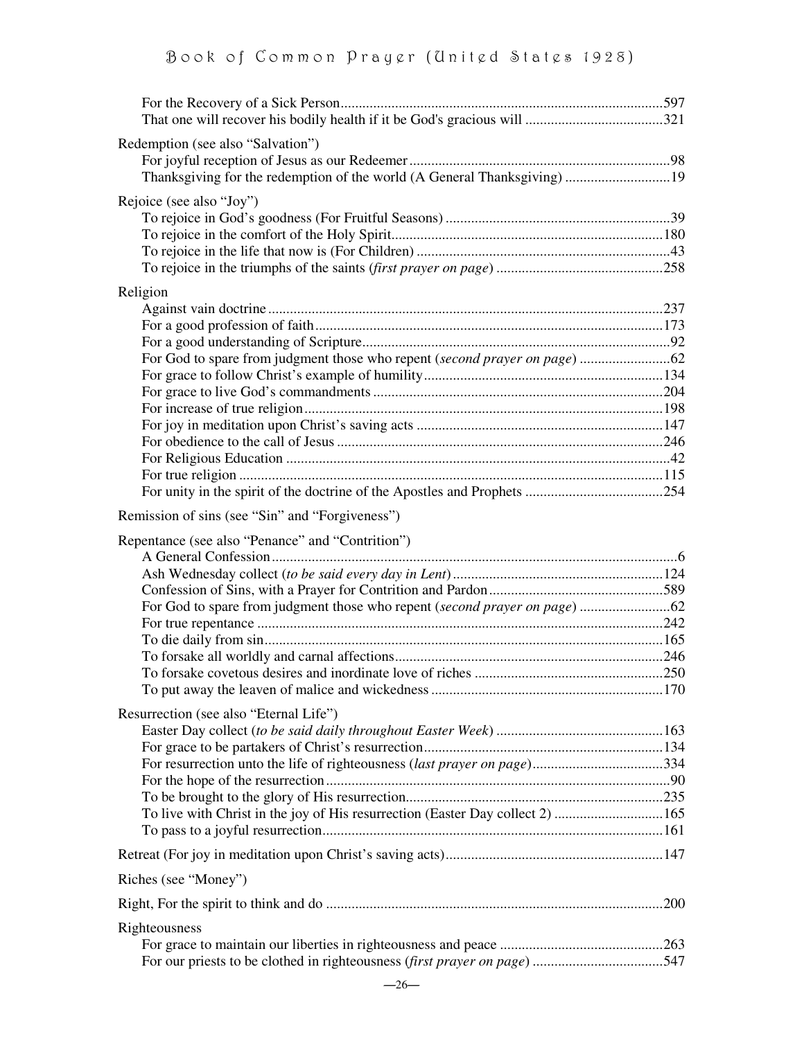For the Recovery of a Sick Person.......597
That one will recover his bodily health if it be God's gracious will.......321

Redemption (see also "Salvation")
For joyful reception of Jesus as our Redeemer.......98
Thanksgiving for the redemption of the world (A General Thanksgiving).......19

Rejoice (see also "Joy")
To rejoice in God's goodness (For Fruitful Seasons).......39
To rejoice in the comfort of the Holy Spirit.......180
To rejoice in the life that now is (For Children).......43
To rejoice in the triumphs of the saints (*first prayer on page*).......258

Religion
Against vain doctrine.......237
For a good profession of faith.......173
For a good understanding of Scripture.......92
For God to spare from judgment those who repent (*second prayer on page*).......62
For grace to follow Christ's example of humility.......134
For grace to live God's commandments.......204
For increase of true religion.......198
For joy in meditation upon Christ's saving acts.......147
For obedience to the call of Jesus.......246
For Religious Education.......42
For true religion.......115
For unity in the spirit of the doctrine of the Apostles and Prophets.......254

Remission of sins (see "Sin" and "Forgiveness")

Repentance (see also "Penance" and "Contrition")
A General Confession.......6
Ash Wednesday collect (*to be said every day in Lent*).......124
Confession of Sins, with a Prayer for Contrition and Pardon.......589
For God to spare from judgment those who repent (*second prayer on page*).......62
For true repentance.......242
To die daily from sin.......165
To forsake all worldly and carnal affections.......246
To forsake covetous desires and inordinate love of riches.......250
To put away the leaven of malice and wickedness.......170

Resurrection (see also "Eternal Life")
Easter Day collect (*to be said daily throughout Easter Week*).......163
For grace to be partakers of Christ's resurrection.......134
For resurrection unto the life of righteousness (*last prayer on page*).......334
For the hope of the resurrection.......90
To be brought to the glory of His resurrection.......235
To live with Christ in the joy of His resurrection (Easter Day collect 2).......165
To pass to a joyful resurrection.......161

Retreat (For joy in meditation upon Christ's saving acts).......147

Riches (see "Money")

Right, For the spirit to think and do.......200

Righteousness
For grace to maintain our liberties in righteousness and peace.......263
For our priests to be clothed in righteousness (*first prayer on page*).......547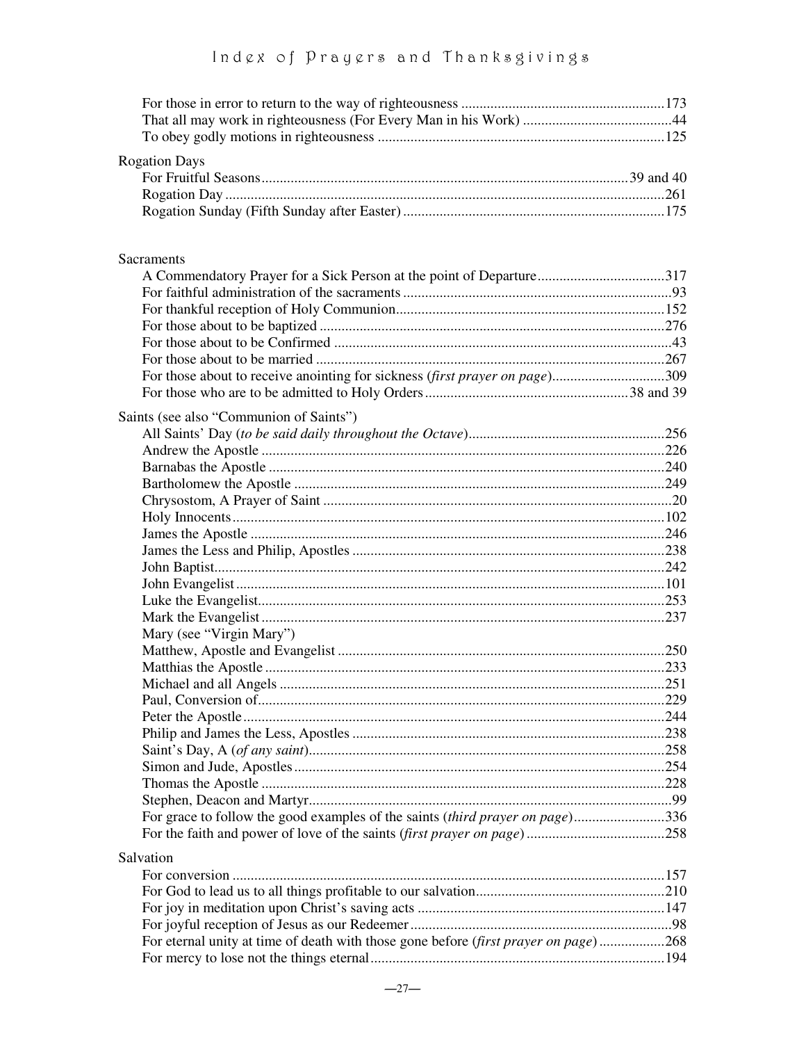For those in error to return to the way of righteousness ....................................................... 173
That all may work in righteousness (For Every Man in his Work) ......................................... 44
To obey godly motions in righteousness .............................................................................. 125

Rogation Days
For Fruitful Seasons ................................................................................................... 39 and 40
Rogation Day ....................................................................................................................... 261
Rogation Sunday (Fifth Sunday after Easter) ...................................................................... 175

Sacraments
A Commendatory Prayer for a Sick Person at the point of Departure .................................. 317
For faithful administration of the sacraments .......................................................................... 93
For thankful reception of Holy Communion ......................................................................... 152
For those about to be baptized ............................................................................................. 276
For those about to be Confirmed ............................................................................................ 43
For those about to be married ............................................................................................... 267
For those about to receive anointing for sickness (*first prayer on page*) .............................. 309
For those who are to be admitted to Holy Orders ....................................................... 38 and 39

Saints (see also "Communion of Saints")
All Saints' Day (*to be said daily throughout the Octave*) ..................................................... 256
Andrew the Apostle .............................................................................................................. 226
Barnabas the Apostle ............................................................................................................ 240
Bartholomew the Apostle ...................................................................................................... 249
Chrysostom, A Prayer of Saint ............................................................................................... 20
Holy Innocents ...................................................................................................................... 102
James the Apostle ................................................................................................................. 246
James the Less and Philip, Apostles ..................................................................................... 238
John Baptist .......................................................................................................................... 242
John Evangelist ..................................................................................................................... 101
Luke the Evangelist ............................................................................................................... 253
Mark the Evangelist .............................................................................................................. 237
Mary (see "Virgin Mary")
Matthew, Apostle and Evangelist ......................................................................................... 250
Matthias the Apostle ............................................................................................................. 233
Michael and all Angels ......................................................................................................... 251
Paul, Conversion of ............................................................................................................... 229
Peter the Apostle ................................................................................................................... 244
Philip and James the Less, Apostles ..................................................................................... 238
Saint's Day, A (*of any saint*) ................................................................................................ 258
Simon and Jude, Apostles ..................................................................................................... 254
Thomas the Apostle .............................................................................................................. 228
Stephen, Deacon and Martyr ................................................................................................... 99
For grace to follow the good examples of the saints (*third prayer on page*) ......................... 336
For the faith and power of love of the saints (*first prayer on page*) ...................................... 258

Salvation
For conversion ..................................................................................................................... 157
For God to lead us to all things profitable to our salvation ................................................... 210
For joy in meditation upon Christ's saving acts ................................................................... 147
For joyful reception of Jesus as our Redeemer ...................................................................... 98
For eternal unity at time of death with those gone before (*first prayer on page*) .................. 268
For mercy to lose not the things eternal ................................................................................ 194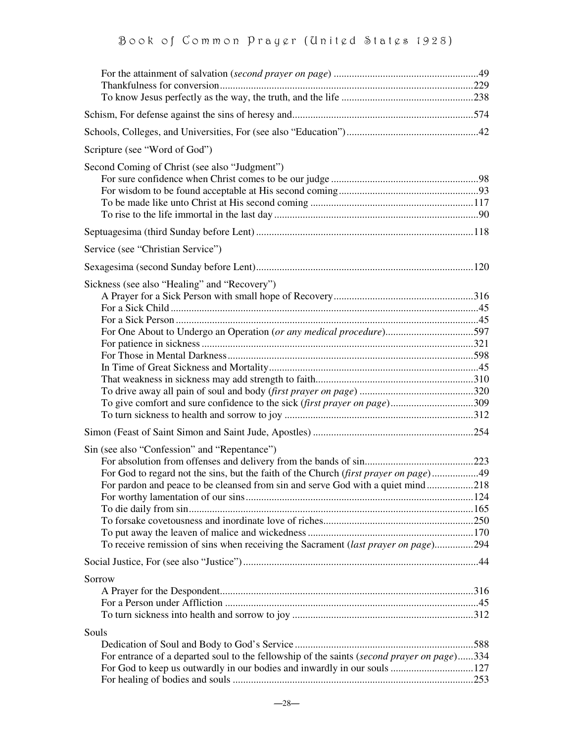For the attainment of salvation (*second prayer on page*) ........................................................49
Thankfulness for conversion.................................................................................................229
To know Jesus perfectly as the way, the truth, and the life ..................................................238

Schism, For defense against the sins of heresy and.....................................................................574

Schools, Colleges, and Universities, For (see also "Education")..................................................42

Scripture (see "Word of God")

Second Coming of Christ (see also "Judgment")
For sure confidence when Christ comes to be our judge ........................................................98
For wisdom to be found acceptable at His second coming.....................................................93
To be made like unto Christ at His second coming ..............................................................117
To rise to the life immortal in the last day ..............................................................................90

Septuagesima (third Sunday before Lent) ..................................................................................118

Service (see "Christian Service")

Sexagesima (second Sunday before Lent)...................................................................................120

Sickness (see also "Healing" and "Recovery")
A Prayer for a Sick Person with small hope of Recovery.....................................................316
For a Sick Child .......................................................................................................................45
For a Sick Person .....................................................................................................................45
For One About to Undergo an Operation (*or any medical procedure*)..................................597
For patience in sickness .........................................................................................................321
For Those in Mental Darkness...............................................................................................598
In Time of Great Sickness and Mortality.................................................................................45
That weakness in sickness may add strength to faith............................................................310
To drive away all pain of soul and body (*first prayer on page*) ...........................................320
To give comfort and sure confidence to the sick (*first prayer on page*)................................309
To turn sickness to health and sorrow to joy .........................................................................312

Simon (Feast of Saint Simon and Saint Jude, Apostles) .............................................................254

Sin (see also "Confession" and "Repentance")
For absolution from offenses and delivery from the bands of sin..........................................223
For God to regard not the sins, but the faith of the Church (*first prayer on page*)..................49
For pardon and peace to be cleansed from sin and serve God with a quiet mind..................218
For worthy lamentation of our sins.......................................................................................124
To die daily from sin.............................................................................................................165
To forsake covetousness and inordinate love of riches.........................................................250
To put away the leaven of malice and wickedness ...............................................................170
To receive remission of sins when receiving the Sacrament (*last prayer on page*)...............294

Social Justice, For (see also "Justice")..........................................................................................44

Sorrow
A Prayer for the Despondent.................................................................................................316
For a Person under Affliction .................................................................................................45
To turn sickness into health and sorrow to joy .....................................................................312

Souls
Dedication of Soul and Body to God's Service ....................................................................588
For entrance of a departed soul to the fellowship of the saints (*second prayer on page*)......334
For God to keep us outwardly in our bodies and inwardly in our souls ................................127
For healing of bodies and souls ............................................................................................253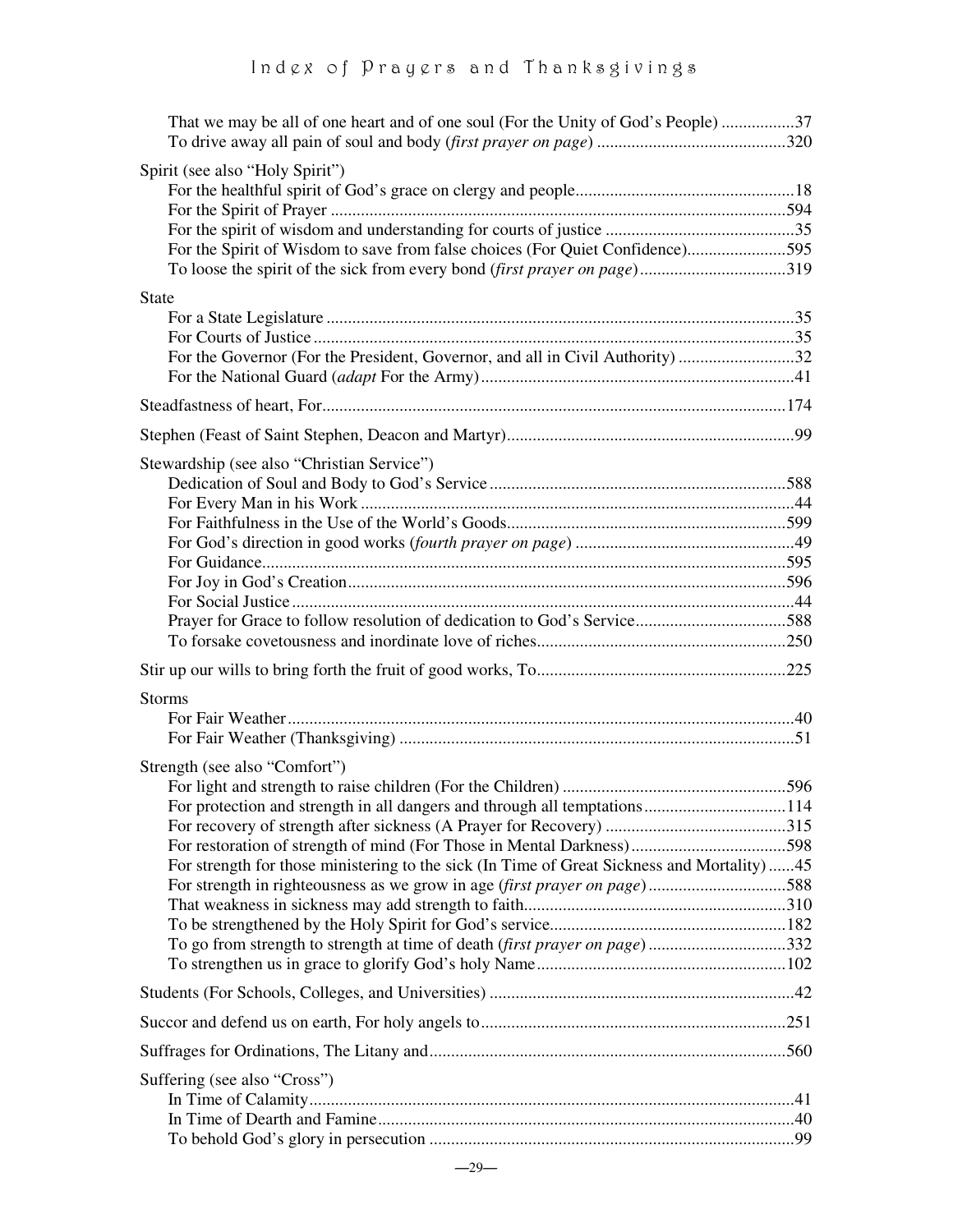That we may be all of one heart and of one soul (For the Unity of God's People) .................37
To drive away all pain of soul and body (*first prayer on page*) ...........................................320

Spirit (see also "Holy Spirit")
For the healthful spirit of God's grace on clergy and people..................................................18
For the Spirit of Prayer .........................................................................................................594
For the spirit of wisdom and understanding for courts of justice ...........................................35
For the Spirit of Wisdom to save from false choices (For Quiet Confidence).......................595
To loose the spirit of the sick from every bond (*first prayer on page*)..................................319

State
For a State Legislature ............................................................................................................35
For Courts of Justice ...............................................................................................................35
For the Governor (For the President, Governor, and all in Civil Authority) ...........................32
For the National Guard (*adapt* For the Army)........................................................................41

Steadfastness of heart, For...........................................................................................................174

Stephen (Feast of Saint Stephen, Deacon and Martyr)..................................................................99

Stewardship (see also "Christian Service")
Dedication of Soul and Body to God's Service ....................................................................588
For Every Man in his Work ....................................................................................................44
For Faithfulness in the Use of the World's Goods................................................................599
For God's direction in good works (*fourth prayer on page*) ..................................................49
For Guidance.........................................................................................................................595
For Joy in God's Creation.....................................................................................................596
For Social Justice ....................................................................................................................44
Prayer for Grace to follow resolution of dedication to God's Service..................................588
To forsake covetousness and inordinate love of riches.........................................................250

Stir up our wills to bring forth the fruit of good works, To.........................................................225

Storms
For Fair Weather.....................................................................................................................40
For Fair Weather (Thanksgiving) ...........................................................................................51

Strength (see also "Comfort")
For light and strength to raise children (For the Children) ...................................................596
For protection and strength in all dangers and through all temptations................................114
For recovery of strength after sickness (A Prayer for Recovery) ..........................................315
For restoration of strength of mind (For Those in Mental Darkness)....................................598
For strength for those ministering to the sick (In Time of Great Sickness and Mortality)......45
For strength in righteousness as we grow in age (*first prayer on page*)................................588
That weakness in sickness may add strength to faith............................................................310
To be strengthened by the Holy Spirit for God's service.......................................................182
To go from strength to strength at time of death (*first prayer on page*) ................................332
To strengthen us in grace to glorify God's holy Name.........................................................102

Students (For Schools, Colleges, and Universities) ......................................................................42

Succor and defend us on earth, For holy angels to......................................................................251

Suffrages for Ordinations, The Litany and..................................................................................560

Suffering (see also "Cross")
In Time of Calamity................................................................................................................41
In Time of Dearth and Famine................................................................................................40
To behold God's glory in persecution ....................................................................................99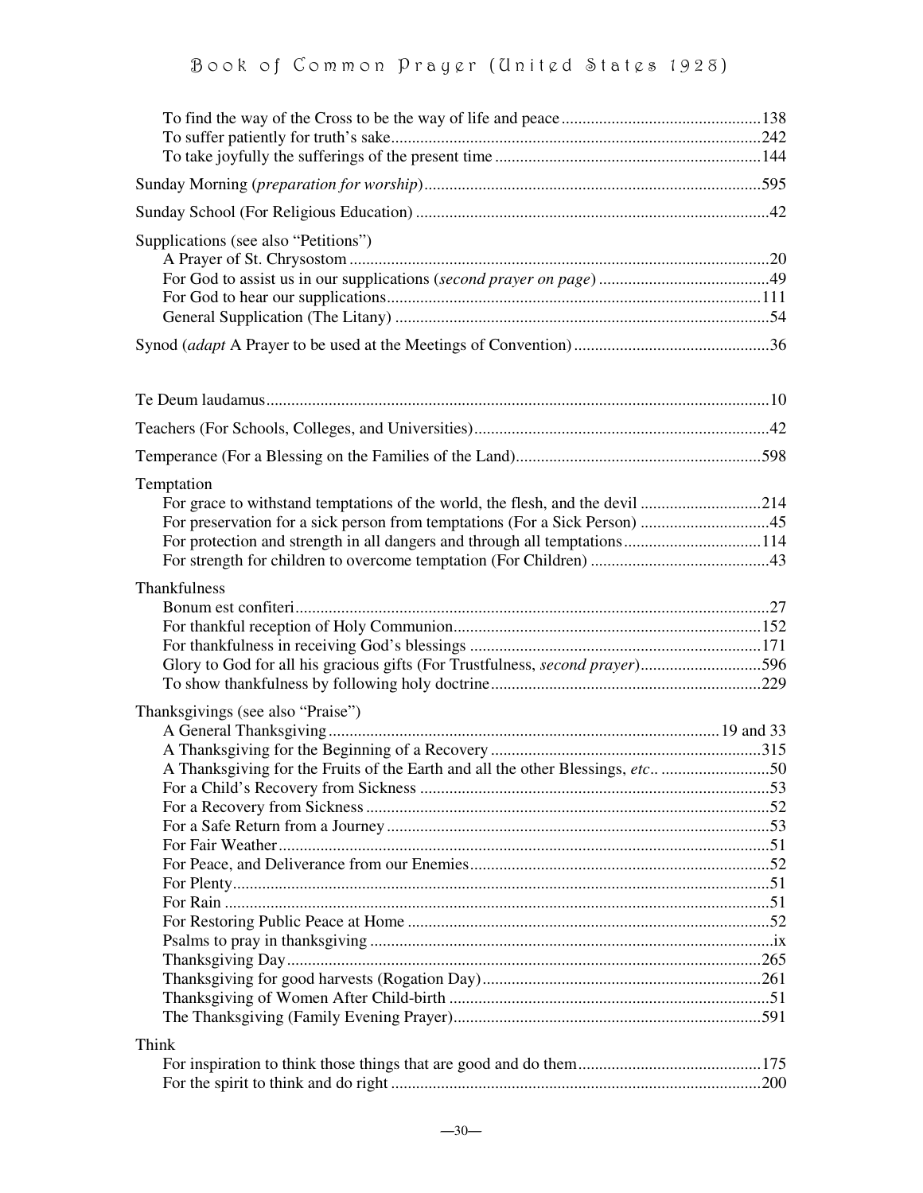To find the way of the Cross to be the way of life and peace ................................................138
To suffer patiently for truth's sake...............................................................................242
To take joyfully the sufferings of the present time ...............................................................144

Sunday Morning (*preparation for worship*)................................................................................595

Sunday School (For Religious Education) ....................................................................................42

Supplications (see also "Petitions")
A Prayer of St. Chrysostom .....................................................................................................20
For God to assist us in our supplications (*second prayer on page*) .........................................49
For God to hear our supplications..........................................................................................111
General Supplication (The Litany) .........................................................................................54

Synod (*adapt* A Prayer to be used at the Meetings of Convention) ..............................................36

Te Deum laudamus.........................................................................................................................10

Teachers (For Schools, Colleges, and Universities).......................................................................42

Temperance (For a Blessing on the Families of the Land)...........................................................598

Temptation
For grace to withstand temptations of the world, the flesh, and the devil .............................214
For preservation for a sick person from temptations (For a Sick Person) ...............................45
For protection and strength in all dangers and through all temptations.................................114
For strength for children to overcome temptation (For Children) ...........................................43

Thankfulness
Bonum est confiteri..................................................................................................................27
For thankful reception of Holy Communion.........................................................................152
For thankfulness in receiving God's blessings .....................................................................171
Glory to God for all his gracious gifts (For Trustfulness, *second prayer*).............................596
To show thankfulness by following holy doctrine.................................................................229

Thanksgivings (see also "Praise")
A General Thanksgiving ............................................................................................19 and 33
A Thanksgiving for the Beginning of a Recovery .................................................................315
A Thanksgiving for the Fruits of the Earth and all the other Blessings, *etc*.. ..........................50
For a Child's Recovery from Sickness ....................................................................................53
For a Recovery from Sickness .................................................................................................52
For a Safe Return from a Journey ...........................................................................................53
For Fair Weather.....................................................................................................................51
For Peace, and Deliverance from our Enemies........................................................................52
For Plenty................................................................................................................................51
For Rain ..................................................................................................................................51
For Restoring Public Peace at Home .......................................................................................52
Psalms to pray in thanksgiving ................................................................................................ix
Thanksgiving Day..................................................................................................................265
Thanksgiving for good harvests (Rogation Day)...................................................................261
Thanksgiving of Women After Child-birth .............................................................................51
The Thanksgiving (Family Evening Prayer)..........................................................................591

Think
For inspiration to think those things that are good and do them............................................175
For the spirit to think and do right .........................................................................................200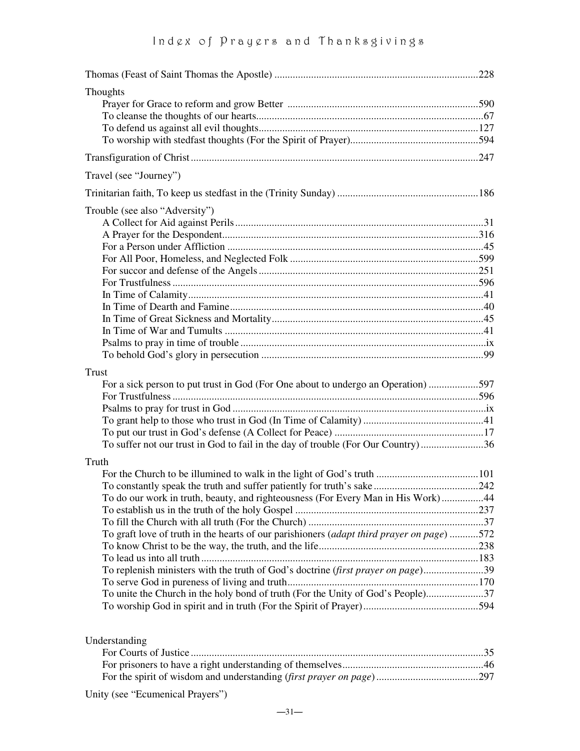Thomas (Feast of Saint Thomas the Apostle) .......... 228

Thoughts
- Prayer for Grace to reform and grow Better .......... 590
- To cleanse the thoughts of our hearts .......... 67
- To defend us against all evil thoughts .......... 127
- To worship with stedfast thoughts (For the Spirit of Prayer) .......... 594

Transfiguration of Christ .......... 247

Travel (see "Journey")

Trinitarian faith, To keep us stedfast in the (Trinity Sunday) .......... 186

Trouble (see also "Adversity")
- A Collect for Aid against Perils .......... 31
- A Prayer for the Despondent .......... 316
- For a Person under Affliction .......... 45
- For All Poor, Homeless, and Neglected Folk .......... 599
- For succor and defense of the Angels .......... 251
- For Trustfulness .......... 596
- In Time of Calamity .......... 41
- In Time of Dearth and Famine .......... 40
- In Time of Great Sickness and Mortality .......... 45
- In Time of War and Tumults .......... 41
- Psalms to pray in time of trouble .......... ix
- To behold God's glory in persecution .......... 99

Trust
- For a sick person to put trust in God (For One about to undergo an Operation) .......... 597
- For Trustfulness .......... 596
- Psalms to pray for trust in God .......... ix
- To grant help to those who trust in God (In Time of Calamity) .......... 41
- To put our trust in God's defense (A Collect for Peace) .......... 17
- To suffer not our trust in God to fail in the day of trouble (For Our Country) .......... 36

Truth
- For the Church to be illumined to walk in the light of God's truth .......... 101
- To constantly speak the truth and suffer patiently for truth's sake .......... 242
- To do our work in truth, beauty, and righteousness (For Every Man in His Work) .......... 44
- To establish us in the truth of the holy Gospel .......... 237
- To fill the Church with all truth (For the Church) .......... 37
- To graft love of truth in the hearts of our parishioners (*adapt third prayer on page*) .......... 572
- To know Christ to be the way, the truth, and the life .......... 238
- To lead us into all truth .......... 183
- To replenish ministers with the truth of God's doctrine (*first prayer on page*) .......... 39
- To serve God in pureness of living and truth .......... 170
- To unite the Church in the holy bond of truth (For the Unity of God's People) .......... 37
- To worship God in spirit and in truth (For the Spirit of Prayer) .......... 594

Understanding
- For Courts of Justice .......... 35
- For prisoners to have a right understanding of themselves .......... 46
- For the spirit of wisdom and understanding (*first prayer on page*) .......... 297

Unity (see "Ecumenical Prayers")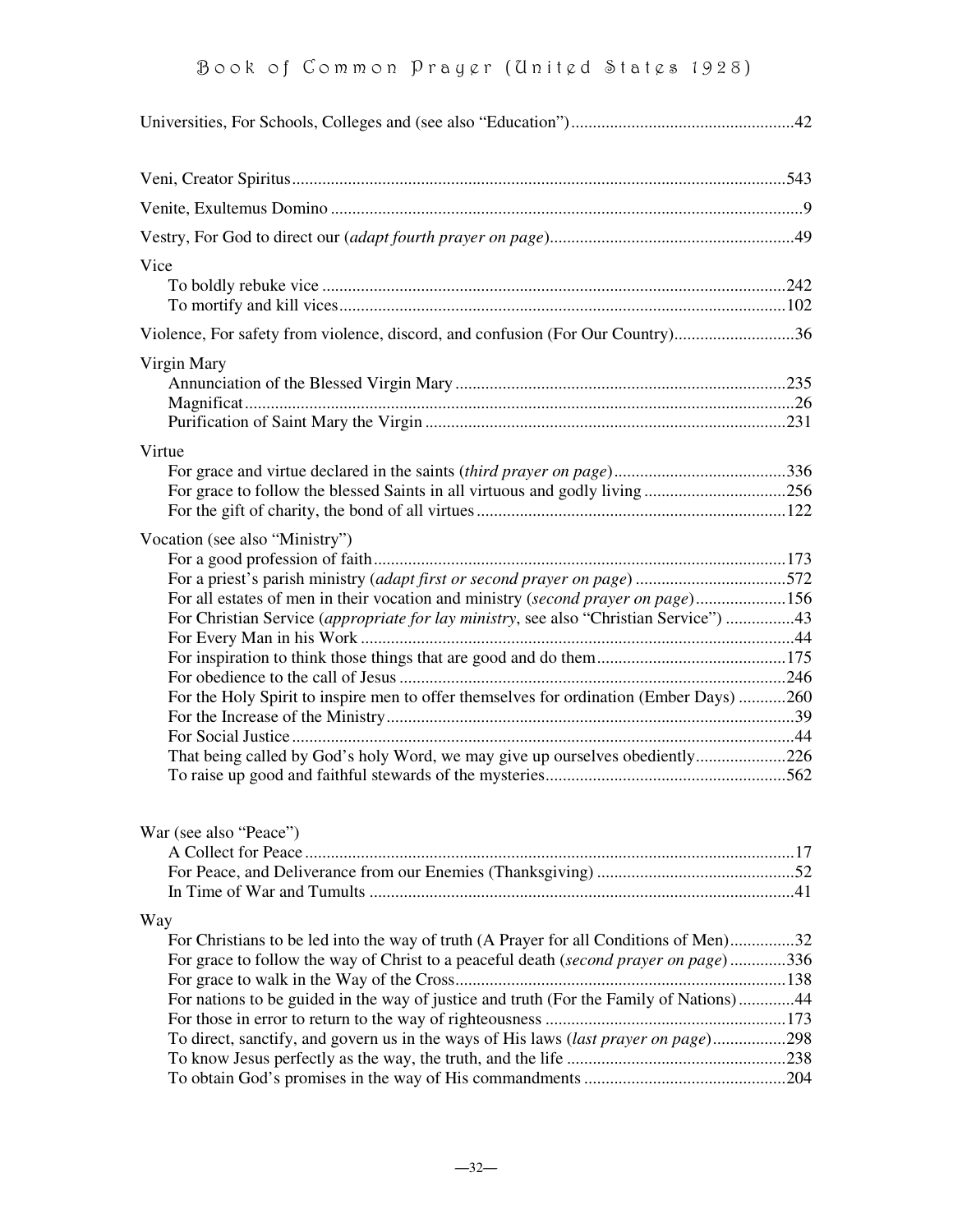Universities, For Schools, Colleges and (see also "Education")....................................................42

Veni, Creator Spiritus..................................................................................................................543

Venite, Exultemus Domino ............................................................................................................9

Vestry, For God to direct our (*adapt fourth prayer on page*).........................................................49

Vice
- To boldly rebuke vice ...........................................................................................................242
- To mortify and kill vices.......................................................................................................102

Violence, For safety from violence, discord, and confusion (For Our Country)............................36

Virgin Mary
- Annunciation of the Blessed Virgin Mary ............................................................................235
- Magnificat...............................................................................................................................26
- Purification of Saint Mary the Virgin ...................................................................................231

Virtue
- For grace and virtue declared in the saints (*third prayer on page*)........................................336
- For grace to follow the blessed Saints in all virtuous and godly living .................................256
- For the gift of charity, the bond of all virtues .......................................................................122

Vocation (see also "Ministry")
- For a good profession of faith...............................................................................................173
- For a priest's parish ministry (*adapt first or second prayer on page*) ...................................572
- For all estates of men in their vocation and ministry (*second prayer on page*).....................156
- For Christian Service (*appropriate for lay ministry*, see also "Christian Service") ................43
- For Every Man in his Work ....................................................................................................44
- For inspiration to think those things that are good and do them...........................................175
- For obedience to the call of Jesus .........................................................................................246
- For the Holy Spirit to inspire men to offer themselves for ordination (Ember Days) ...........260
- For the Increase of the Ministry..............................................................................................39
- For Social Justice ....................................................................................................................44
- That being called by God's holy Word, we may give up ourselves obediently.....................226
- To raise up good and faithful stewards of the mysteries.......................................................562

War (see also "Peace")
- A Collect for Peace .................................................................................................................17
- For Peace, and Deliverance from our Enemies (Thanksgiving) .............................................52
- In Time of War and Tumults ..................................................................................................41

Way
- For Christians to be led into the way of truth (A Prayer for all Conditions of Men)...............32
- For grace to follow the way of Christ to a peaceful death (*second prayer on page*) .............336
- For grace to walk in the Way of the Cross............................................................................138
- For nations to be guided in the way of justice and truth (For the Family of Nations).............44
- For those in error to return to the way of righteousness ........................................................173
- To direct, sanctify, and govern us in the ways of His laws (*last prayer on page*).................298
- To know Jesus perfectly as the way, the truth, and the life ..................................................238
- To obtain God's promises in the way of His commandments ..............................................204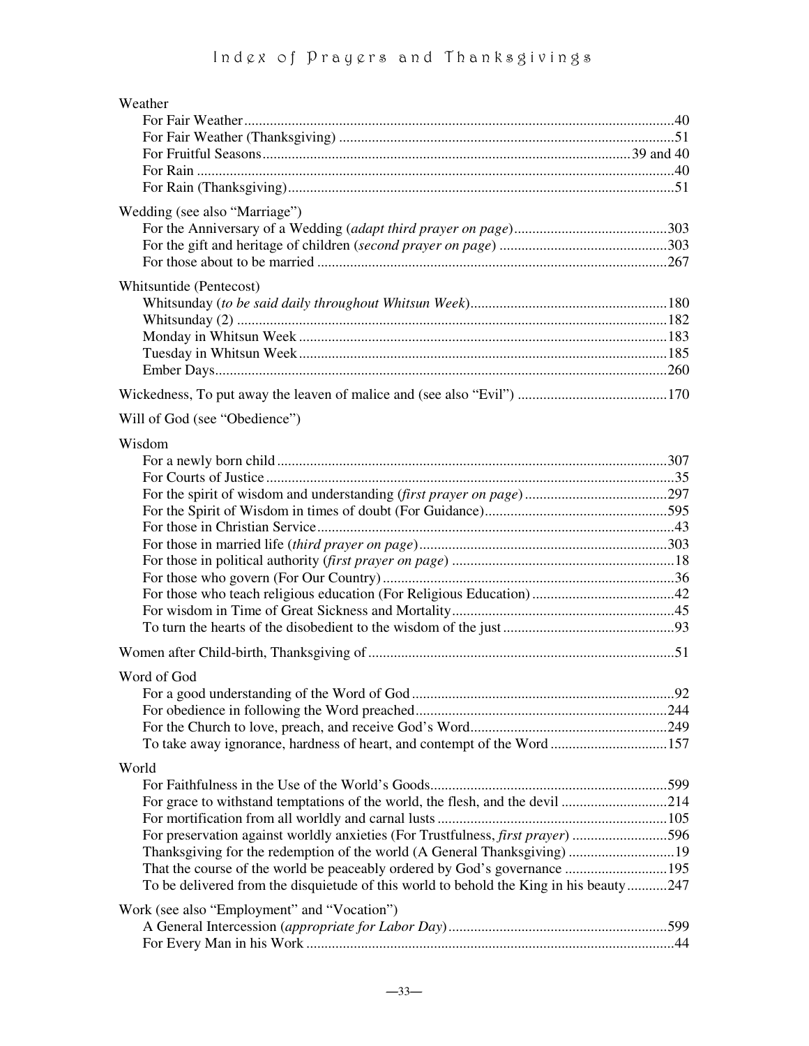Weather

- For Fair Weather ........ 40
- For Fair Weather (Thanksgiving) ........ 51
- For Fruitful Seasons ........ 39 and 40
- For Rain ........ 40
- For Rain (Thanksgiving) ........ 51

Wedding (see also "Marriage")

- For the Anniversary of a Wedding (*adapt third prayer on page*) ........ 303
- For the gift and heritage of children (*second prayer on page*) ........ 303
- For those about to be married ........ 267

Whitsuntide (Pentecost)

- Whitsunday (*to be said daily throughout Whitsun Week*) ........ 180
- Whitsunday (2) ........ 182
- Monday in Whitsun Week ........ 183
- Tuesday in Whitsun Week ........ 185
- Ember Days ........ 260

Wickedness, To put away the leaven of malice and (see also "Evil") ........ 170

Will of God (see "Obedience")

Wisdom

- For a newly born child ........ 307
- For Courts of Justice ........ 35
- For the spirit of wisdom and understanding (*first prayer on page*) ........ 297
- For the Spirit of Wisdom in times of doubt (For Guidance) ........ 595
- For those in Christian Service ........ 43
- For those in married life (*third prayer on page*) ........ 303
- For those in political authority (*first prayer on page*) ........ 18
- For those who govern (For Our Country) ........ 36
- For those who teach religious education (For Religious Education) ........ 42
- For wisdom in Time of Great Sickness and Mortality ........ 45
- To turn the hearts of the disobedient to the wisdom of the just ........ 93

Women after Child-birth, Thanksgiving of ........ 51

Word of God

- For a good understanding of the Word of God ........ 92
- For obedience in following the Word preached ........ 244
- For the Church to love, preach, and receive God's Word ........ 249
- To take away ignorance, hardness of heart, and contempt of the Word ........ 157

World

- For Faithfulness in the Use of the World's Goods ........ 599
- For grace to withstand temptations of the world, the flesh, and the devil ........ 214
- For mortification from all worldly and carnal lusts ........ 105
- For preservation against worldly anxieties (For Trustfulness, *first prayer*) ........ 596
- Thanksgiving for the redemption of the world (A General Thanksgiving) ........ 19
- That the course of the world be peaceably ordered by God's governance ........ 195
- To be delivered from the disquietude of this world to behold the King in his beauty ........ 247

Work (see also "Employment" and "Vocation")

- A General Intercession (*appropriate for Labor Day*) ........ 599
- For Every Man in his Work ........ 44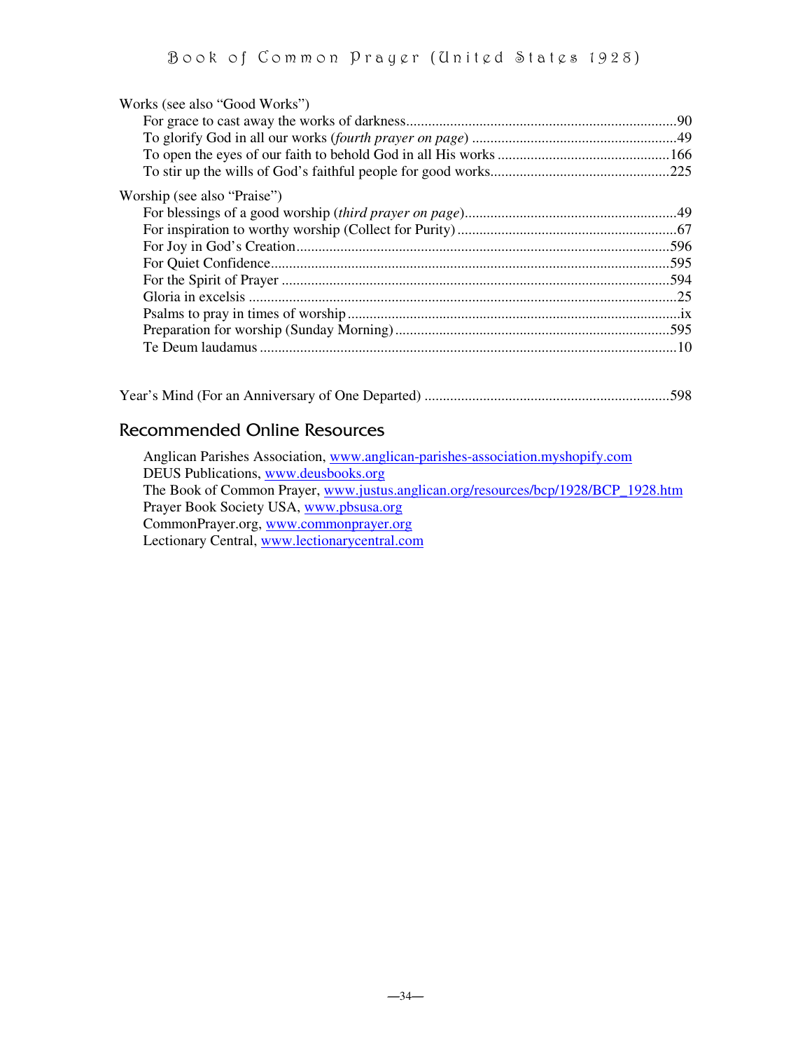Works (see also “Good Works”)

- For grace to cast away the works of darkness ....................90
- To glorify God in all our works (*fourth prayer on page*) ....................49
- To open the eyes of our faith to behold God in all His works ....................166
- To stir up the wills of God’s faithful people for good works ....................225

Worship (see also “Praise”)

- For blessings of a good worship (*third prayer on page*) ....................49
- For inspiration to worthy worship (Collect for Purity) ....................67
- For Joy in God’s Creation ....................596
- For Quiet Confidence ....................595
- For the Spirit of Prayer ....................594
- Gloria in excelsis ....................25
- Psalms to pray in times of worship ....................ix
- Preparation for worship (Sunday Morning) ....................595
- Te Deum laudamus ....................10

Year’s Mind (For an Anniversary of One Departed) ....................598

## Recommended Online Resources

Anglican Parishes Association, www.anglican-parishes-association.myshopify.com
DEUS Publications, www.deusbooks.org
The Book of Common Prayer, www.justus.anglican.org/resources/bcp/1928/BCP_1928.htm
Prayer Book Society USA, www.pbsusa.org
CommonPrayer.org, www.commonprayer.org
Lectionary Central, www.lectionarycentral.com